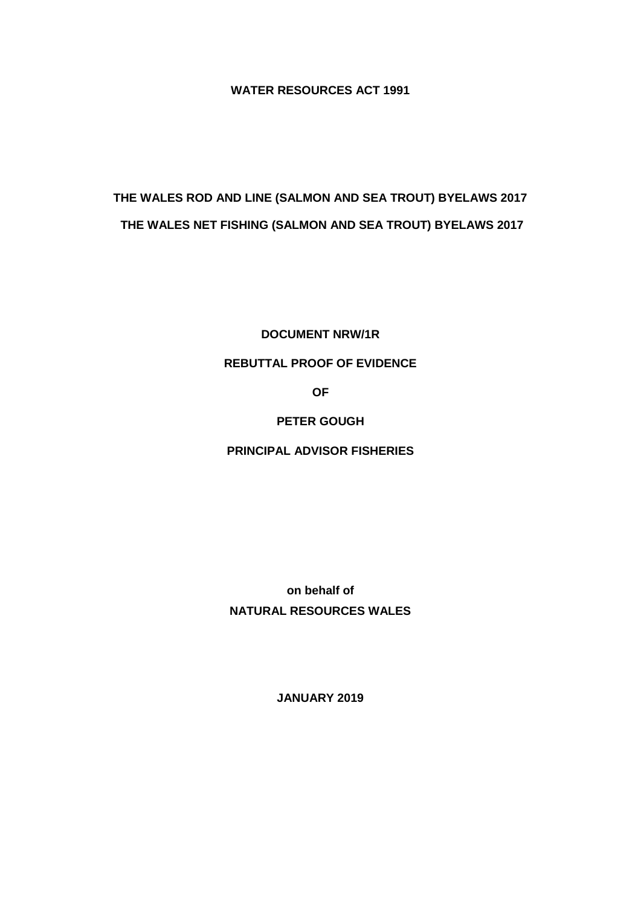**WATER RESOURCES ACT 1991**

**THE WALES ROD AND LINE (SALMON AND SEA TROUT) BYELAWS 2017**

**THE WALES NET FISHING (SALMON AND SEA TROUT) BYELAWS 2017**

**DOCUMENT NRW/1R**

**REBUTTAL PROOF OF EVIDENCE**

**OF**

**PETER GOUGH**

**PRINCIPAL ADVISOR FISHERIES**

**on behalf of**

**NATURAL RESOURCES WALES**

**JANUARY 2019**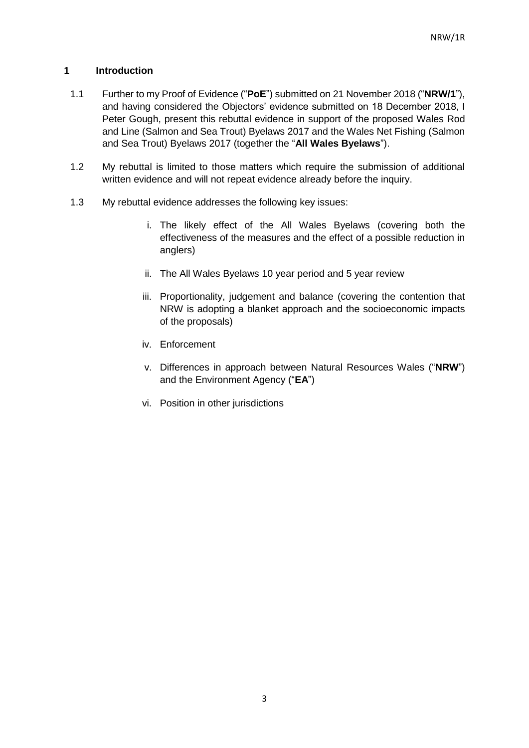## 1 Introduction

1.1 Further to my Proof of Evidence ("**PoE**") submitted on 21 November 2018 ("**NRW/1**"), and having considered the Objectors' evidence submitted on 18 December 2018, I Peter Gough, present this rebuttal evidence in support of the proposed Wales Rod and Line (Salmon and Sea Trout) Byelaws 2017 and the Wales Net Fishing (Salmon and Sea Trout) Byelaws 2017 (together the "**All Wales Byelaws**").

1.2 My rebuttal is limited to those matters which require the submission of additional written evidence and will not repeat evidence already before the inquiry.

1.3 My rebuttal evidence addresses the following key issues:

i. The likely effect of the All Wales Byelaws (covering both the effectiveness of the measures and the effect of a possible reduction in anglers)

ii. The All Wales Byelaws 10 year period and 5 year review

iii. Proportionality, judgement and balance (covering the contention that NRW is adopting a blanket approach and the socioeconomic impacts of the proposals)

iv. Enforcement

v. Differences in approach between Natural Resources Wales ("**NRW**") and the Environment Agency ("**EA**")

vi. Position in other jurisdictions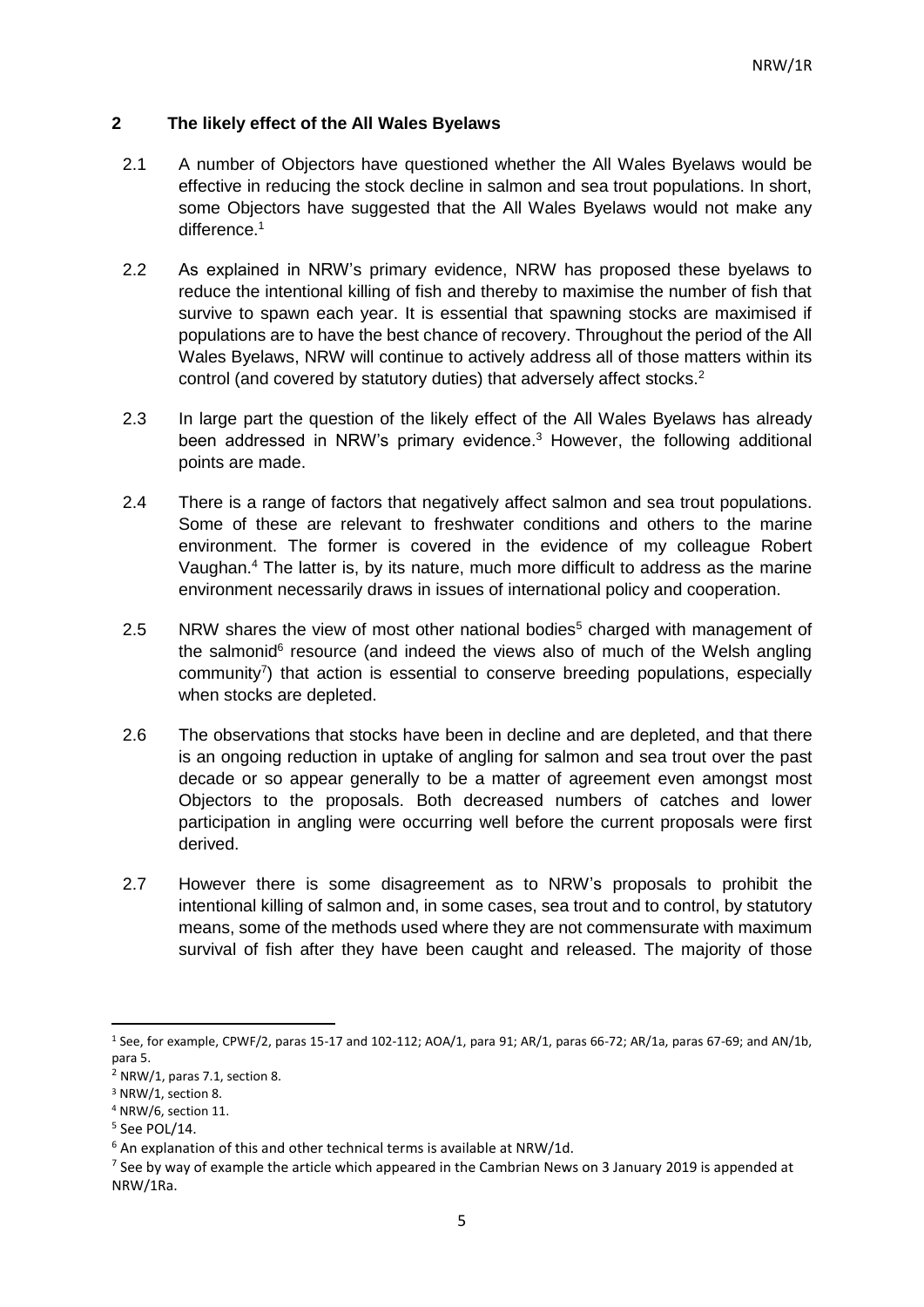## 2 The likely effect of the All Wales Byelaws

2.1 A number of Objectors have questioned whether the All Wales Byelaws would be effective in reducing the stock decline in salmon and sea trout populations. In short, some Objectors have suggested that the All Wales Byelaws would not make any difference.[1]

2.2 As explained in NRW's primary evidence, NRW has proposed these byelaws to reduce the intentional killing of fish and thereby to maximise the number of fish that survive to spawn each year. It is essential that spawning stocks are maximised if populations are to have the best chance of recovery. Throughout the period of the All Wales Byelaws, NRW will continue to actively address all of those matters within its control (and covered by statutory duties) that adversely affect stocks.[2]

2.3 In large part the question of the likely effect of the All Wales Byelaws has already been addressed in NRW's primary evidence.[3] However, the following additional points are made.

2.4 There is a range of factors that negatively affect salmon and sea trout populations. Some of these are relevant to freshwater conditions and others to the marine environment. The former is covered in the evidence of my colleague Robert Vaughan.[4] The latter is, by its nature, much more difficult to address as the marine environment necessarily draws in issues of international policy and cooperation.

2.5 NRW shares the view of most other national bodies[5] charged with management of the salmonid[6] resource (and indeed the views also of much of the Welsh angling community[7]) that action is essential to conserve breeding populations, especially when stocks are depleted.

2.6 The observations that stocks have been in decline and are depleted, and that there is an ongoing reduction in uptake of angling for salmon and sea trout over the past decade or so appear generally to be a matter of agreement even amongst most Objectors to the proposals. Both decreased numbers of catches and lower participation in angling were occurring well before the current proposals were first derived.

2.7 However there is some disagreement as to NRW's proposals to prohibit the intentional killing of salmon and, in some cases, sea trout and to control, by statutory means, some of the methods used where they are not commensurate with maximum survival of fish after they have been caught and released. The majority of those

---

[1] See, for example, CPWF/2, paras 15-17 and 102-112; AOA/1, para 91; AR/1, paras 66-72; AR/1a, paras 67-69; and AN/1b, para 5.

[2] NRW/1, paras 7.1, section 8.

[3] NRW/1, section 8.

[4] NRW/6, section 11.

[5] See POL/14.

[6] An explanation of this and other technical terms is available at NRW/1d.

[7] See by way of example the article which appeared in the Cambrian News on 3 January 2019 is appended at NRW/1Ra.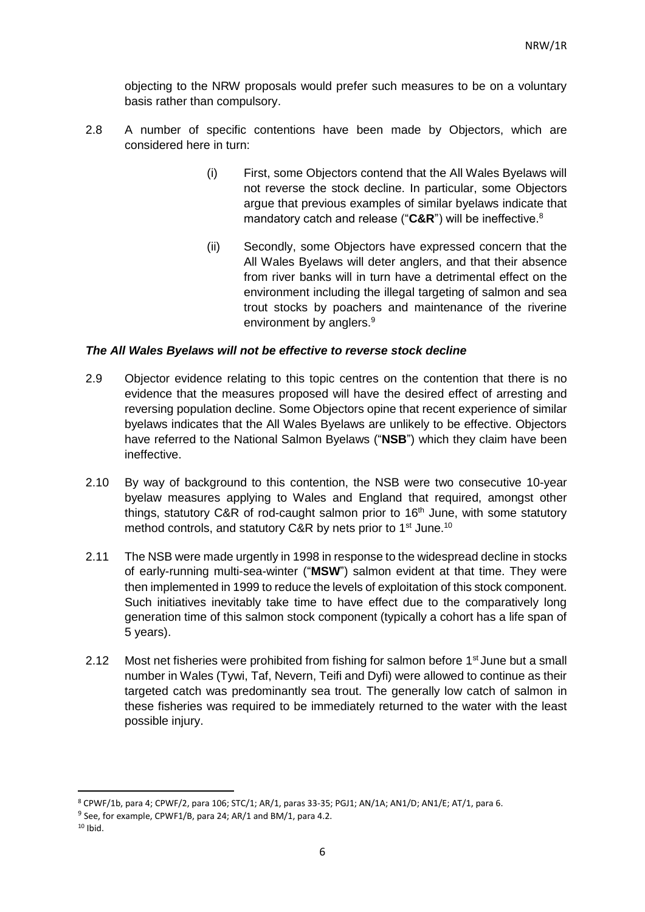objecting to the NRW proposals would prefer such measures to be on a voluntary basis rather than compulsory.

2.8 A number of specific contentions have been made by Objectors, which are considered here in turn:

(i) First, some Objectors contend that the All Wales Byelaws will not reverse the stock decline. In particular, some Objectors argue that previous examples of similar byelaws indicate that mandatory catch and release ("**C&R**") will be ineffective.[8]

(ii) Secondly, some Objectors have expressed concern that the All Wales Byelaws will deter anglers, and that their absence from river banks will in turn have a detrimental effect on the environment including the illegal targeting of salmon and sea trout stocks by poachers and maintenance of the riverine environment by anglers.[9]

### *The All Wales Byelaws will not be effective to reverse stock decline*

2.9 Objector evidence relating to this topic centres on the contention that there is no evidence that the measures proposed will have the desired effect of arresting and reversing population decline. Some Objectors opine that recent experience of similar byelaws indicates that the All Wales Byelaws are unlikely to be effective. Objectors have referred to the National Salmon Byelaws ("**NSB**") which they claim have been ineffective.

2.10 By way of background to this contention, the NSB were two consecutive 10-year byelaw measures applying to Wales and England that required, amongst other things, statutory C&R of rod-caught salmon prior to 16th June, with some statutory method controls, and statutory C&R by nets prior to 1st June.[10]

2.11 The NSB were made urgently in 1998 in response to the widespread decline in stocks of early-running multi-sea-winter ("**MSW**") salmon evident at that time. They were then implemented in 1999 to reduce the levels of exploitation of this stock component. Such initiatives inevitably take time to have effect due to the comparatively long generation time of this salmon stock component (typically a cohort has a life span of 5 years).

2.12 Most net fisheries were prohibited from fishing for salmon before 1st June but a small number in Wales (Tywi, Taf, Nevern, Teifi and Dyfi) were allowed to continue as their targeted catch was predominantly sea trout. The generally low catch of salmon in these fisheries was required to be immediately returned to the water with the least possible injury.

---

[8] CPWF/1b, para 4; CPWF/2, para 106; STC/1; AR/1, paras 33-35; PGJ1; AN/1A; AN1/D; AN1/E; AT/1, para 6.

[9] See, for example, CPWF1/B, para 24; AR/1 and BM/1, para 4.2.

[10] Ibid.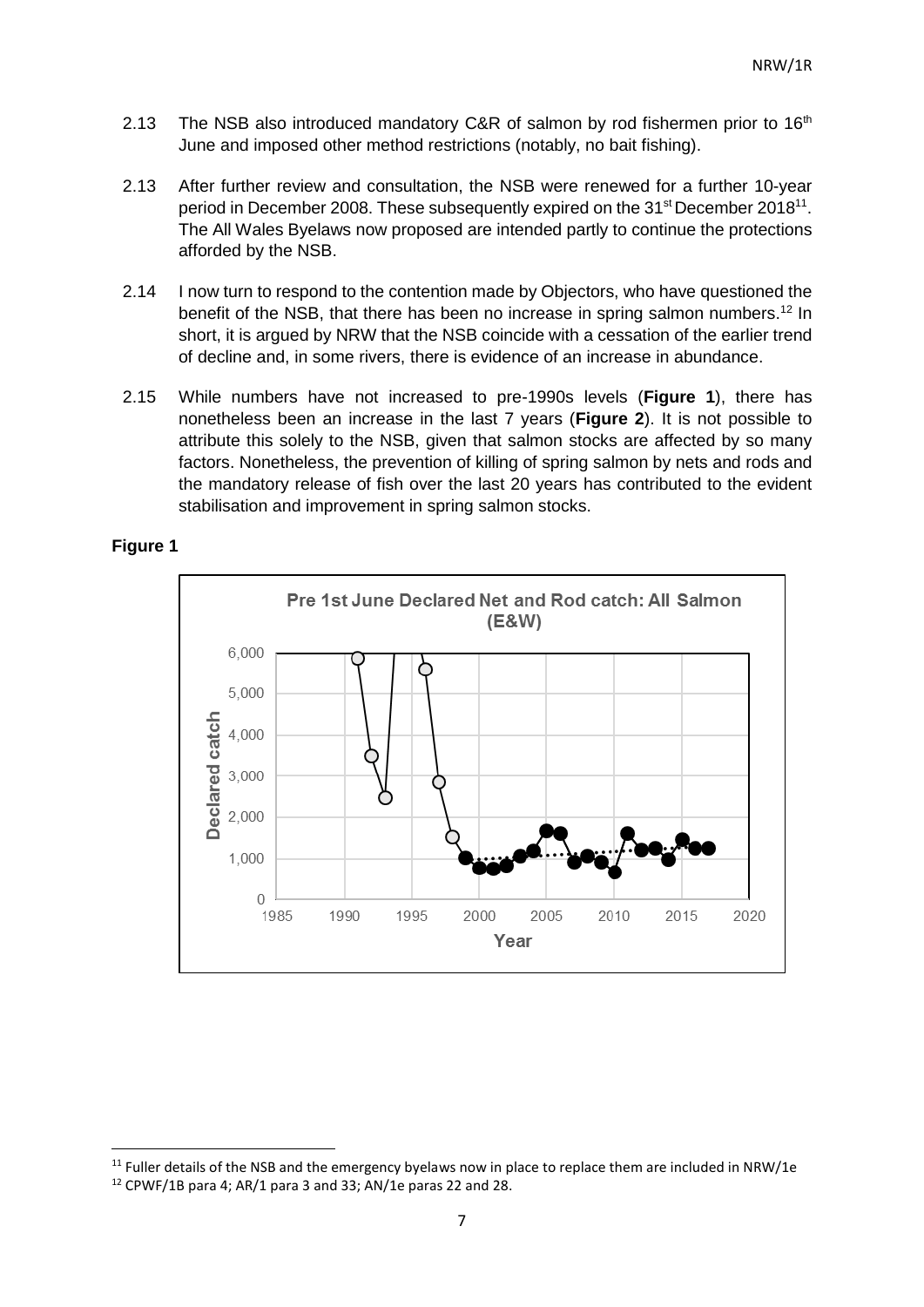2.13 The NSB also introduced mandatory C&R of salmon by rod fishermen prior to 16th June and imposed other method restrictions (notably, no bait fishing).

2.13 After further review and consultation, the NSB were renewed for a further 10-year period in December 2008. These subsequently expired on the 31st December 2018[11]. The All Wales Byelaws now proposed are intended partly to continue the protections afforded by the NSB.

2.14 I now turn to respond to the contention made by Objectors, who have questioned the benefit of the NSB, that there has been no increase in spring salmon numbers.[12] In short, it is argued by NRW that the NSB coincide with a cessation of the earlier trend of decline and, in some rivers, there is evidence of an increase in abundance.

2.15 While numbers have not increased to pre-1990s levels (**Figure 1**), there has nonetheless been an increase in the last 7 years (**Figure 2**). It is not possible to attribute this solely to the NSB, given that salmon stocks are affected by so many factors. Nonetheless, the prevention of killing of spring salmon by nets and rods and the mandatory release of fish over the last 20 years has contributed to the evident stabilisation and improvement in spring salmon stocks.

**Figure 1**

Pre 1st June Declared Net and Rod catch: All Salmon (E&W)

---

[11] Fuller details of the NSB and the emergency byelaws now in place to replace them are included in NRW/1e

[12] CPWF/1B para 4; AR/1 para 3 and 33; AN/1e paras 22 and 28.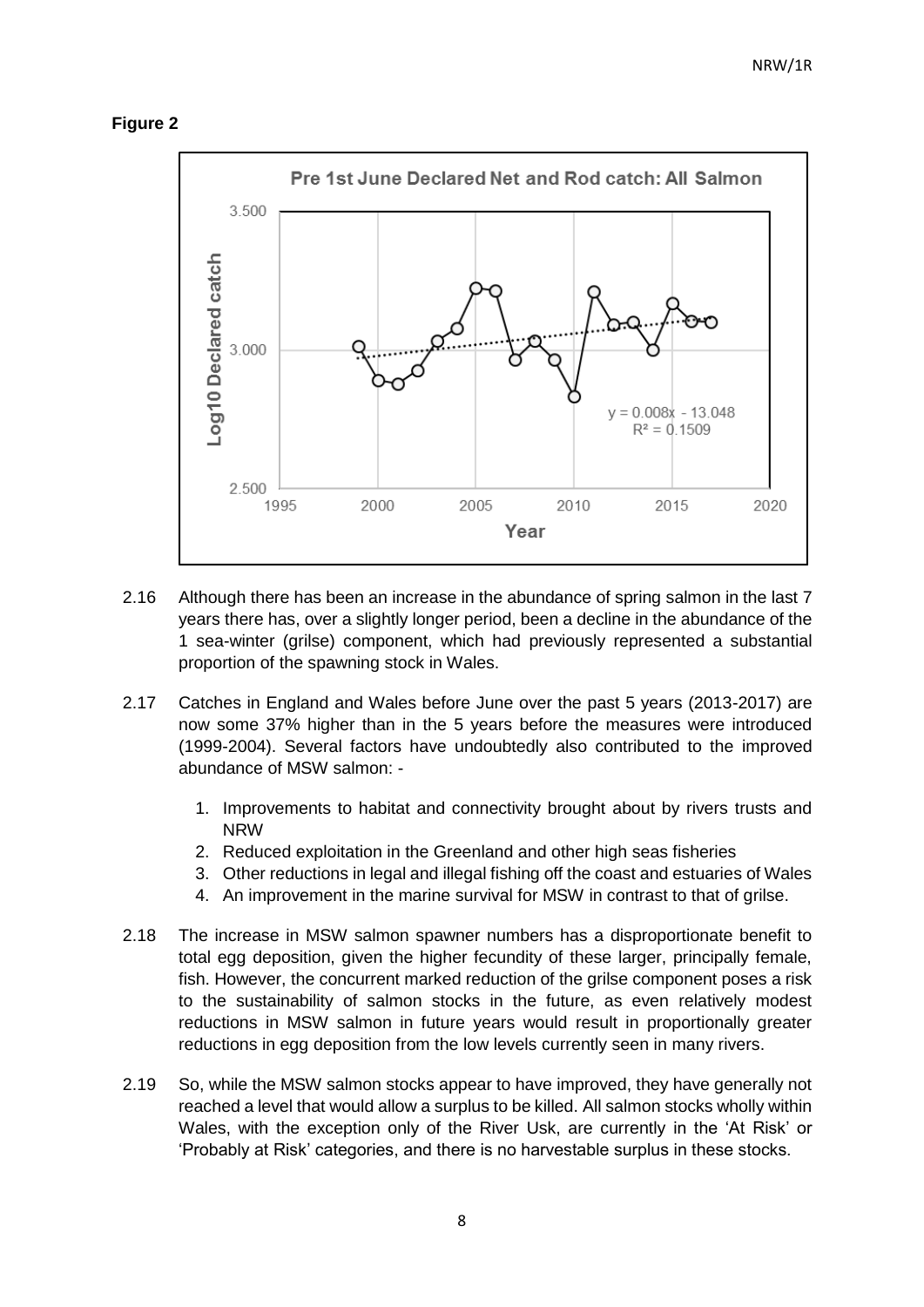**Figure 2**

2.16 Although there has been an increase in the abundance of spring salmon in the last 7 years there has, over a slightly longer period, been a decline in the abundance of the 1 sea-winter (grilse) component, which had previously represented a substantial proportion of the spawning stock in Wales.

2.17 Catches in England and Wales before June over the past 5 years (2013-2017) are now some 37% higher than in the 5 years before the measures were introduced (1999-2004). Several factors have undoubtedly also contributed to the improved abundance of MSW salmon: -

1. Improvements to habitat and connectivity brought about by rivers trusts and NRW
2. Reduced exploitation in the Greenland and other high seas fisheries
3. Other reductions in legal and illegal fishing off the coast and estuaries of Wales
4. An improvement in the marine survival for MSW in contrast to that of grilse.

2.18 The increase in MSW salmon spawner numbers has a disproportionate benefit to total egg deposition, given the higher fecundity of these larger, principally female, fish. However, the concurrent marked reduction of the grilse component poses a risk to the sustainability of salmon stocks in the future, as even relatively modest reductions in MSW salmon in future years would result in proportionally greater reductions in egg deposition from the low levels currently seen in many rivers.

2.19 So, while the MSW salmon stocks appear to have improved, they have generally not reached a level that would allow a surplus to be killed. All salmon stocks wholly within Wales, with the exception only of the River Usk, are currently in the 'At Risk' or 'Probably at Risk' categories, and there is no harvestable surplus in these stocks.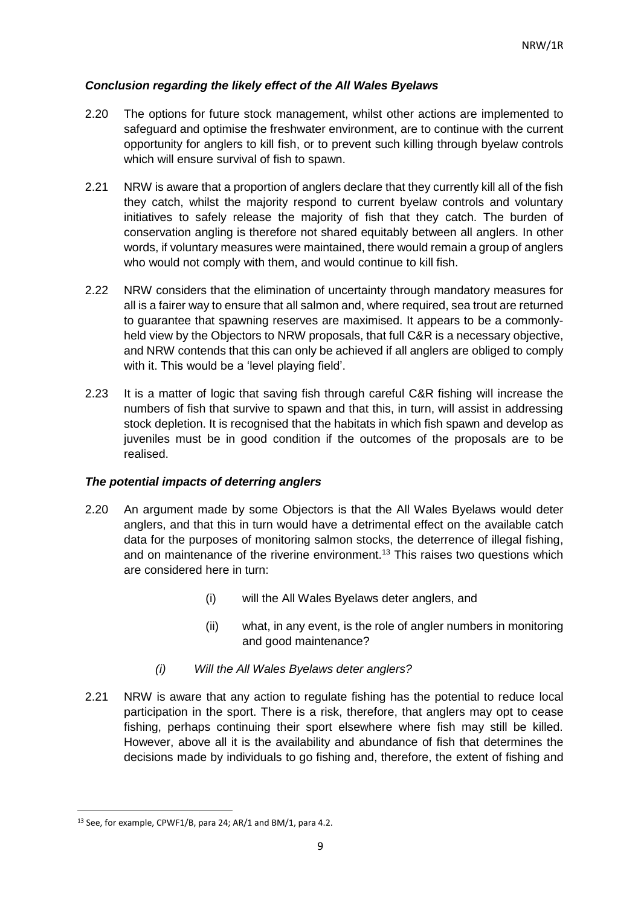### *Conclusion regarding the likely effect of the All Wales Byelaws*

2.20 The options for future stock management, whilst other actions are implemented to safeguard and optimise the freshwater environment, are to continue with the current opportunity for anglers to kill fish, or to prevent such killing through byelaw controls which will ensure survival of fish to spawn.

2.21 NRW is aware that a proportion of anglers declare that they currently kill all of the fish they catch, whilst the majority respond to current byelaw controls and voluntary initiatives to safely release the majority of fish that they catch. The burden of conservation angling is therefore not shared equitably between all anglers. In other words, if voluntary measures were maintained, there would remain a group of anglers who would not comply with them, and would continue to kill fish.

2.22 NRW considers that the elimination of uncertainty through mandatory measures for all is a fairer way to ensure that all salmon and, where required, sea trout are returned to guarantee that spawning reserves are maximised. It appears to be a commonly-held view by the Objectors to NRW proposals, that full C&R is a necessary objective, and NRW contends that this can only be achieved if all anglers are obliged to comply with it. This would be a 'level playing field'.

2.23 It is a matter of logic that saving fish through careful C&R fishing will increase the numbers of fish that survive to spawn and that this, in turn, will assist in addressing stock depletion. It is recognised that the habitats in which fish spawn and develop as juveniles must be in good condition if the outcomes of the proposals are to be realised.

### *The potential impacts of deterring anglers*

2.20 An argument made by some Objectors is that the All Wales Byelaws would deter anglers, and that this in turn would have a detrimental effect on the available catch data for the purposes of monitoring salmon stocks, the deterrence of illegal fishing, and on maintenance of the riverine environment.[13] This raises two questions which are considered here in turn:

(i) will the All Wales Byelaws deter anglers, and

(ii) what, in any event, is the role of angler numbers in monitoring and good maintenance?

*(i) Will the All Wales Byelaws deter anglers?*

2.21 NRW is aware that any action to regulate fishing has the potential to reduce local participation in the sport. There is a risk, therefore, that anglers may opt to cease fishing, perhaps continuing their sport elsewhere where fish may still be killed. However, above all it is the availability and abundance of fish that determines the decisions made by individuals to go fishing and, therefore, the extent of fishing and

---

[13] See, for example, CPWF1/B, para 24; AR/1 and BM/1, para 4.2.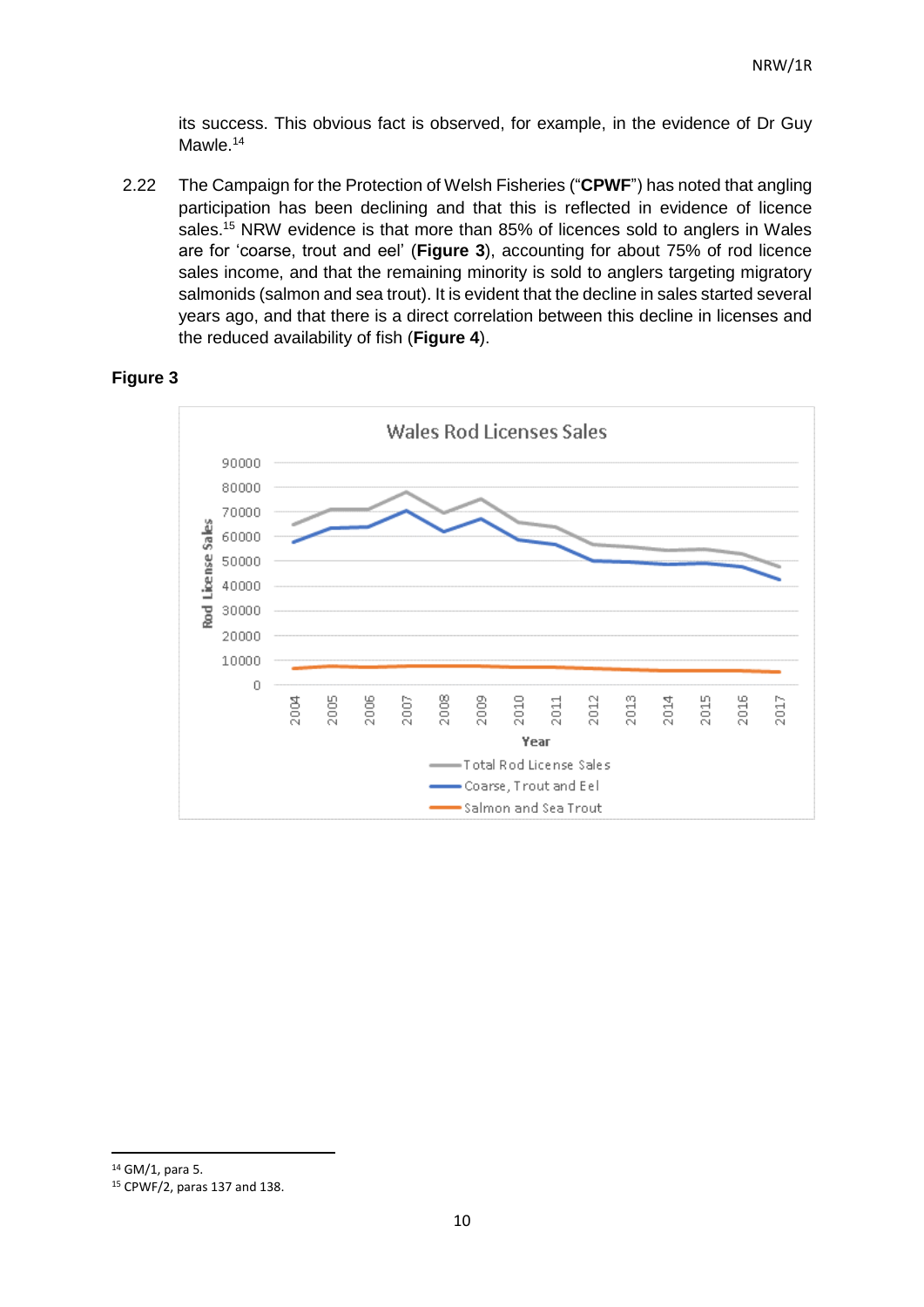its success. This obvious fact is observed, for example, in the evidence of Dr Guy Mawle.[14]

2.22 The Campaign for the Protection of Welsh Fisheries ("**CPWF**") has noted that angling participation has been declining and that this is reflected in evidence of licence sales.[15] NRW evidence is that more than 85% of licences sold to anglers in Wales are for 'coarse, trout and eel' (**Figure 3**), accounting for about 75% of rod licence sales income, and that the remaining minority is sold to anglers targeting migratory salmonids (salmon and sea trout). It is evident that the decline in sales started several years ago, and that there is a direct correlation between this decline in licenses and the reduced availability of fish (**Figure 4**).

**Figure 3**

Wales Rod Licenses Sales

[14] GM/1, para 5.

[15] CPWF/2, paras 137 and 138.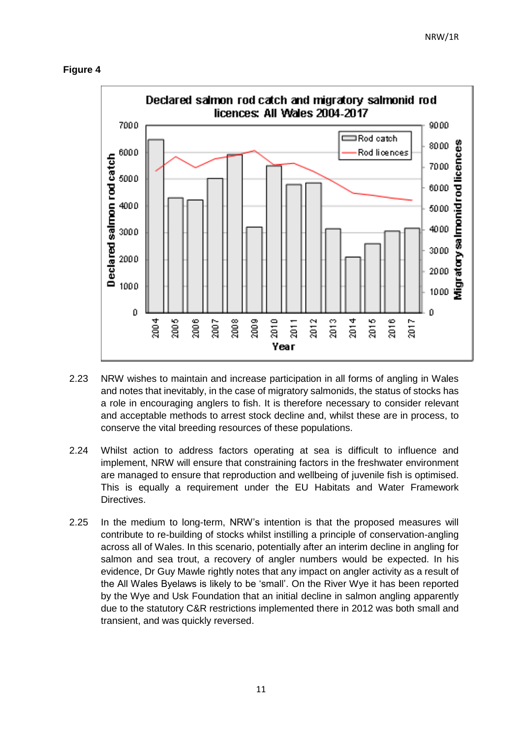**Figure 4**

2.23 NRW wishes to maintain and increase participation in all forms of angling in Wales and notes that inevitably, in the case of migratory salmonids, the status of stocks has a role in encouraging anglers to fish. It is therefore necessary to consider relevant and acceptable methods to arrest stock decline and, whilst these are in process, to conserve the vital breeding resources of these populations.

2.24 Whilst action to address factors operating at sea is difficult to influence and implement, NRW will ensure that constraining factors in the freshwater environment are managed to ensure that reproduction and wellbeing of juvenile fish is optimised. This is equally a requirement under the EU Habitats and Water Framework Directives.

2.25 In the medium to long-term, NRW's intention is that the proposed measures will contribute to re-building of stocks whilst instilling a principle of conservation-angling across all of Wales. In this scenario, potentially after an interim decline in angling for salmon and sea trout, a recovery of angler numbers would be expected. In his evidence, Dr Guy Mawle rightly notes that any impact on angler activity as a result of the All Wales Byelaws is likely to be 'small'. On the River Wye it has been reported by the Wye and Usk Foundation that an initial decline in salmon angling apparently due to the statutory C&R restrictions implemented there in 2012 was both small and transient, and was quickly reversed.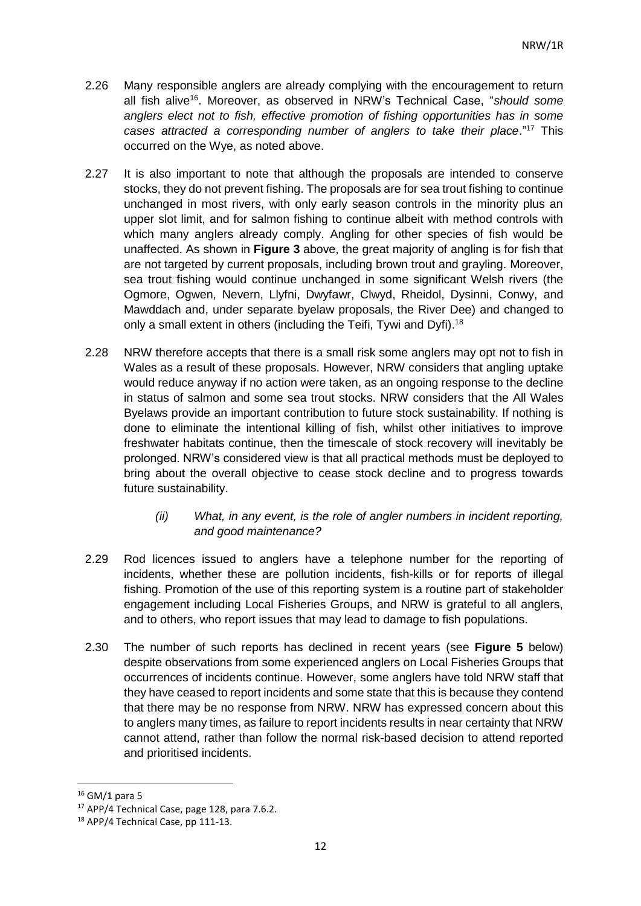2.26 Many responsible anglers are already complying with the encouragement to return all fish alive[16]. Moreover, as observed in NRW's Technical Case, "*should some anglers elect not to fish, effective promotion of fishing opportunities has in some cases attracted a corresponding number of anglers to take their place*."[17] This occurred on the Wye, as noted above.

2.27 It is also important to note that although the proposals are intended to conserve stocks, they do not prevent fishing. The proposals are for sea trout fishing to continue unchanged in most rivers, with only early season controls in the minority plus an upper slot limit, and for salmon fishing to continue albeit with method controls with which many anglers already comply. Angling for other species of fish would be unaffected. As shown in **Figure 3** above, the great majority of angling is for fish that are not targeted by current proposals, including brown trout and grayling. Moreover, sea trout fishing would continue unchanged in some significant Welsh rivers (the Ogmore, Ogwen, Nevern, Llyfni, Dwyfawr, Clwyd, Rheidol, Dysinni, Conwy, and Mawddach and, under separate byelaw proposals, the River Dee) and changed to only a small extent in others (including the Teifi, Tywi and Dyfi).[18]

2.28 NRW therefore accepts that there is a small risk some anglers may opt not to fish in Wales as a result of these proposals. However, NRW considers that angling uptake would reduce anyway if no action were taken, as an ongoing response to the decline in status of salmon and some sea trout stocks. NRW considers that the All Wales Byelaws provide an important contribution to future stock sustainability. If nothing is done to eliminate the intentional killing of fish, whilst other initiatives to improve freshwater habitats continue, then the timescale of stock recovery will inevitably be prolonged. NRW's considered view is that all practical methods must be deployed to bring about the overall objective to cease stock decline and to progress towards future sustainability.

*(ii) What, in any event, is the role of angler numbers in incident reporting, and good maintenance?*

2.29 Rod licences issued to anglers have a telephone number for the reporting of incidents, whether these are pollution incidents, fish-kills or for reports of illegal fishing. Promotion of the use of this reporting system is a routine part of stakeholder engagement including Local Fisheries Groups, and NRW is grateful to all anglers, and to others, who report issues that may lead to damage to fish populations.

2.30 The number of such reports has declined in recent years (see **Figure 5** below) despite observations from some experienced anglers on Local Fisheries Groups that occurrences of incidents continue. However, some anglers have told NRW staff that they have ceased to report incidents and some state that this is because they contend that there may be no response from NRW. NRW has expressed concern about this to anglers many times, as failure to report incidents results in near certainty that NRW cannot attend, rather than follow the normal risk-based decision to attend reported and prioritised incidents.

---

[16] GM/1 para 5

[17] APP/4 Technical Case, page 128, para 7.6.2.

[18] APP/4 Technical Case, pp 111-13.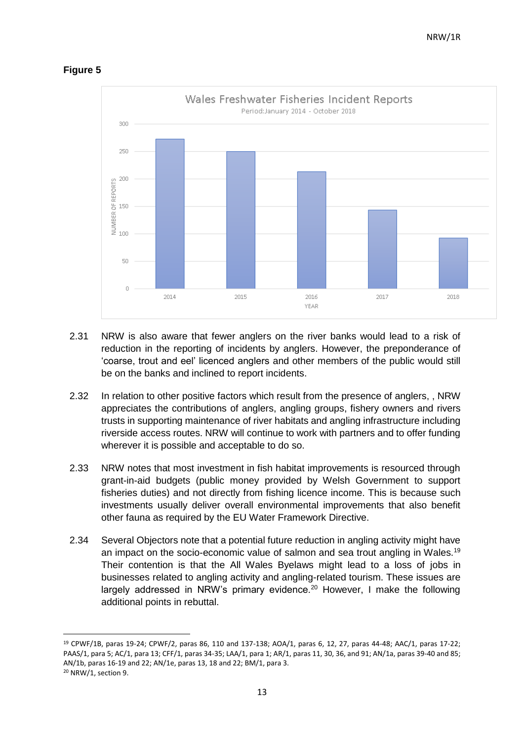**Figure 5**

Wales Freshwater Fisheries Incident Reports

Period:January 2014 - October 2018

| YEAR | NUMBER OF REPORTS |
|---|---|
| 2014 | ~272 |
| 2015 | ~250 |
| 2016 | ~213 |
| 2017 | ~143 |
| 2018 | ~92 |

2.31 NRW is also aware that fewer anglers on the river banks would lead to a risk of reduction in the reporting of incidents by anglers. However, the preponderance of 'coarse, trout and eel' licenced anglers and other members of the public would still be on the banks and inclined to report incidents.

2.32 In relation to other positive factors which result from the presence of anglers, , NRW appreciates the contributions of anglers, angling groups, fishery owners and rivers trusts in supporting maintenance of river habitats and angling infrastructure including riverside access routes. NRW will continue to work with partners and to offer funding wherever it is possible and acceptable to do so.

2.33 NRW notes that most investment in fish habitat improvements is resourced through grant-in-aid budgets (public money provided by Welsh Government to support fisheries duties) and not directly from fishing licence income. This is because such investments usually deliver overall environmental improvements that also benefit other fauna as required by the EU Water Framework Directive.

2.34 Several Objectors note that a potential future reduction in angling activity might have an impact on the socio-economic value of salmon and sea trout angling in Wales.[19] Their contention is that the All Wales Byelaws might lead to a loss of jobs in businesses related to angling activity and angling-related tourism. These issues are largely addressed in NRW's primary evidence.[20] However, I make the following additional points in rebuttal.

---

[19] CPWF/1B, paras 19-24; CPWF/2, paras 86, 110 and 137-138; AOA/1, paras 6, 12, 27, paras 44-48; AAC/1, paras 17-22; PAAS/1, para 5; AC/1, para 13; CFF/1, paras 34-35; LAA/1, para 1; AR/1, paras 11, 30, 36, and 91; AN/1a, paras 39-40 and 85; AN/1b, paras 16-19 and 22; AN/1e, paras 13, 18 and 22; BM/1, para 3.

[20] NRW/1, section 9.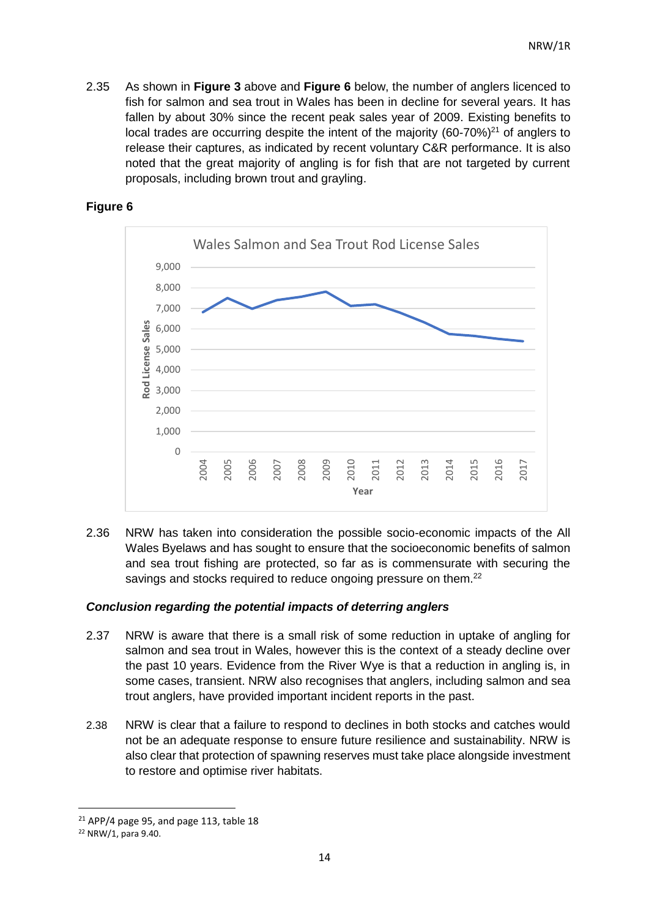2.35 As shown in **Figure 3** above and **Figure 6** below, the number of anglers licenced to fish for salmon and sea trout in Wales has been in decline for several years. It has fallen by about 30% since the recent peak sales year of 2009. Existing benefits to local trades are occurring despite the intent of the majority (60-70%)[21] of anglers to release their captures, as indicated by recent voluntary C&R performance. It is also noted that the great majority of angling is for fish that are not targeted by current proposals, including brown trout and grayling.

**Figure 6**

Wales Salmon and Sea Trout Rod License Sales

2.36 NRW has taken into consideration the possible socio-economic impacts of the All Wales Byelaws and has sought to ensure that the socioeconomic benefits of salmon and sea trout fishing are protected, so far as is commensurate with securing the savings and stocks required to reduce ongoing pressure on them.[22]

***Conclusion regarding the potential impacts of deterring anglers***

2.37 NRW is aware that there is a small risk of some reduction in uptake of angling for salmon and sea trout in Wales, however this is the context of a steady decline over the past 10 years. Evidence from the River Wye is that a reduction in angling is, in some cases, transient. NRW also recognises that anglers, including salmon and sea trout anglers, have provided important incident reports in the past.

2.38 NRW is clear that a failure to respond to declines in both stocks and catches would not be an adequate response to ensure future resilience and sustainability. NRW is also clear that protection of spawning reserves must take place alongside investment to restore and optimise river habitats.

[21] APP/4 page 95, and page 113, table 18

[22] NRW/1, para 9.40.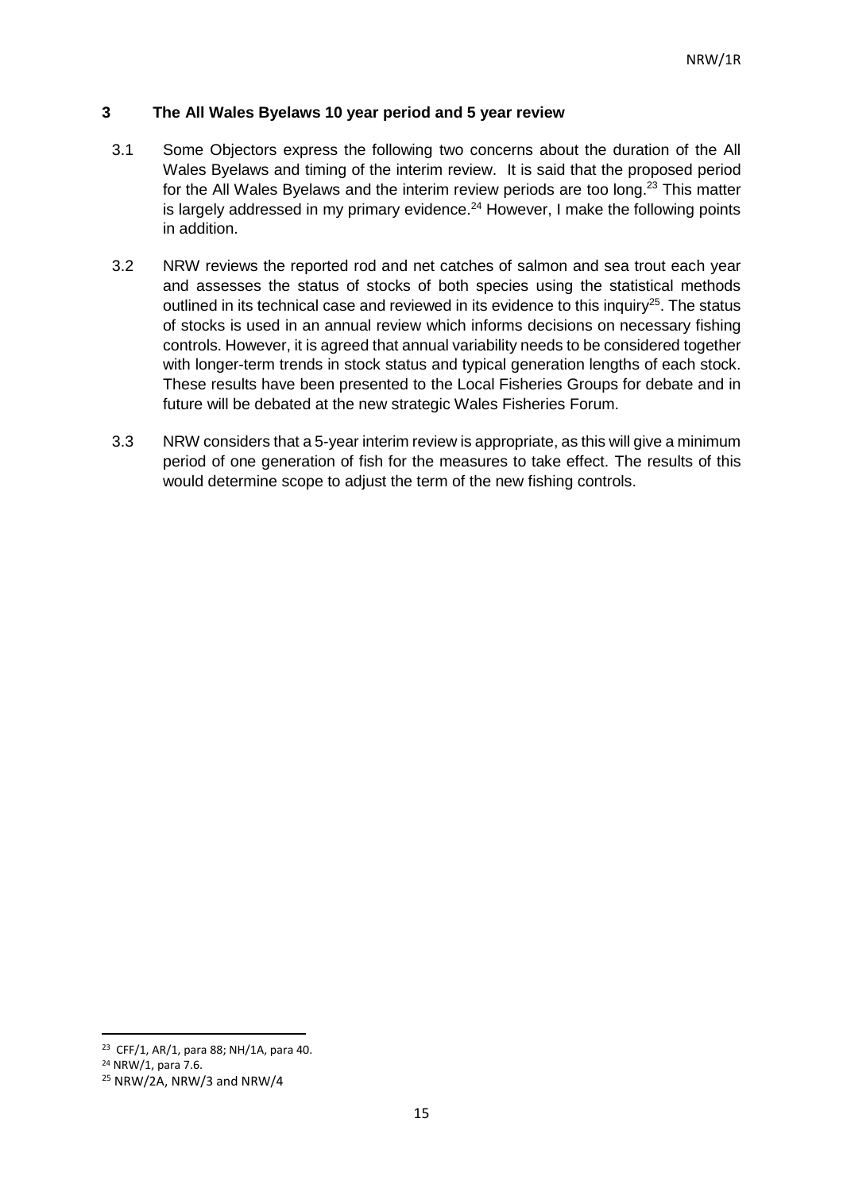## 3 The All Wales Byelaws 10 year period and 5 year review

3.1 Some Objectors express the following two concerns about the duration of the All Wales Byelaws and timing of the interim review. It is said that the proposed period for the All Wales Byelaws and the interim review periods are too long.[23] This matter is largely addressed in my primary evidence.[24] However, I make the following points in addition.

3.2 NRW reviews the reported rod and net catches of salmon and sea trout each year and assesses the status of stocks of both species using the statistical methods outlined in its technical case and reviewed in its evidence to this inquiry[25]. The status of stocks is used in an annual review which informs decisions on necessary fishing controls. However, it is agreed that annual variability needs to be considered together with longer-term trends in stock status and typical generation lengths of each stock. These results have been presented to the Local Fisheries Groups for debate and in future will be debated at the new strategic Wales Fisheries Forum.

3.3 NRW considers that a 5-year interim review is appropriate, as this will give a minimum period of one generation of fish for the measures to take effect. The results of this would determine scope to adjust the term of the new fishing controls.

---

[23] CFF/1, AR/1, para 88; NH/1A, para 40.

[24] NRW/1, para 7.6.

[25] NRW/2A, NRW/3 and NRW/4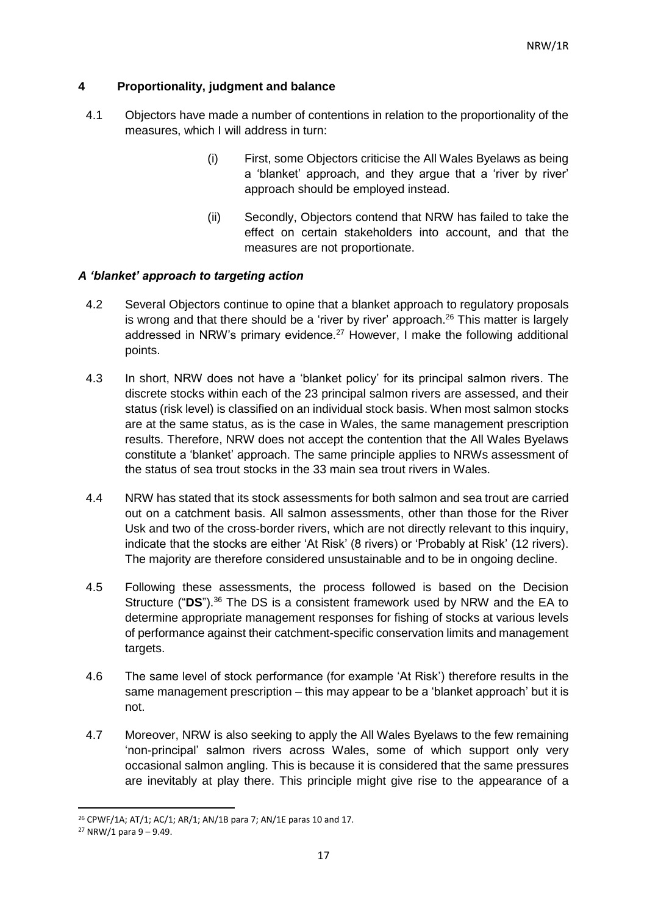## 4 Proportionality, judgment and balance

4.1 Objectors have made a number of contentions in relation to the proportionality of the measures, which I will address in turn:

> (i) First, some Objectors criticise the All Wales Byelaws as being a 'blanket' approach, and they argue that a 'river by river' approach should be employed instead.
>
> (ii) Secondly, Objectors contend that NRW has failed to take the effect on certain stakeholders into account, and that the measures are not proportionate.

### *A 'blanket' approach to targeting action*

4.2 Several Objectors continue to opine that a blanket approach to regulatory proposals is wrong and that there should be a 'river by river' approach.[26] This matter is largely addressed in NRW's primary evidence.[27] However, I make the following additional points.

4.3 In short, NRW does not have a 'blanket policy' for its principal salmon rivers. The discrete stocks within each of the 23 principal salmon rivers are assessed, and their status (risk level) is classified on an individual stock basis. When most salmon stocks are at the same status, as is the case in Wales, the same management prescription results. Therefore, NRW does not accept the contention that the All Wales Byelaws constitute a 'blanket' approach. The same principle applies to NRWs assessment of the status of sea trout stocks in the 33 main sea trout rivers in Wales.

4.4 NRW has stated that its stock assessments for both salmon and sea trout are carried out on a catchment basis. All salmon assessments, other than those for the River Usk and two of the cross-border rivers, which are not directly relevant to this inquiry, indicate that the stocks are either 'At Risk' (8 rivers) or 'Probably at Risk' (12 rivers). The majority are therefore considered unsustainable and to be in ongoing decline.

4.5 Following these assessments, the process followed is based on the Decision Structure ("**DS**").[36] The DS is a consistent framework used by NRW and the EA to determine appropriate management responses for fishing of stocks at various levels of performance against their catchment-specific conservation limits and management targets.

4.6 The same level of stock performance (for example 'At Risk') therefore results in the same management prescription – this may appear to be a 'blanket approach' but it is not.

4.7 Moreover, NRW is also seeking to apply the All Wales Byelaws to the few remaining 'non-principal' salmon rivers across Wales, some of which support only very occasional salmon angling. This is because it is considered that the same pressures are inevitably at play there. This principle might give rise to the appearance of a

---

[26] CPWF/1A; AT/1; AC/1; AR/1; AN/1B para 7; AN/1E paras 10 and 17.

[27] NRW/1 para 9 – 9.49.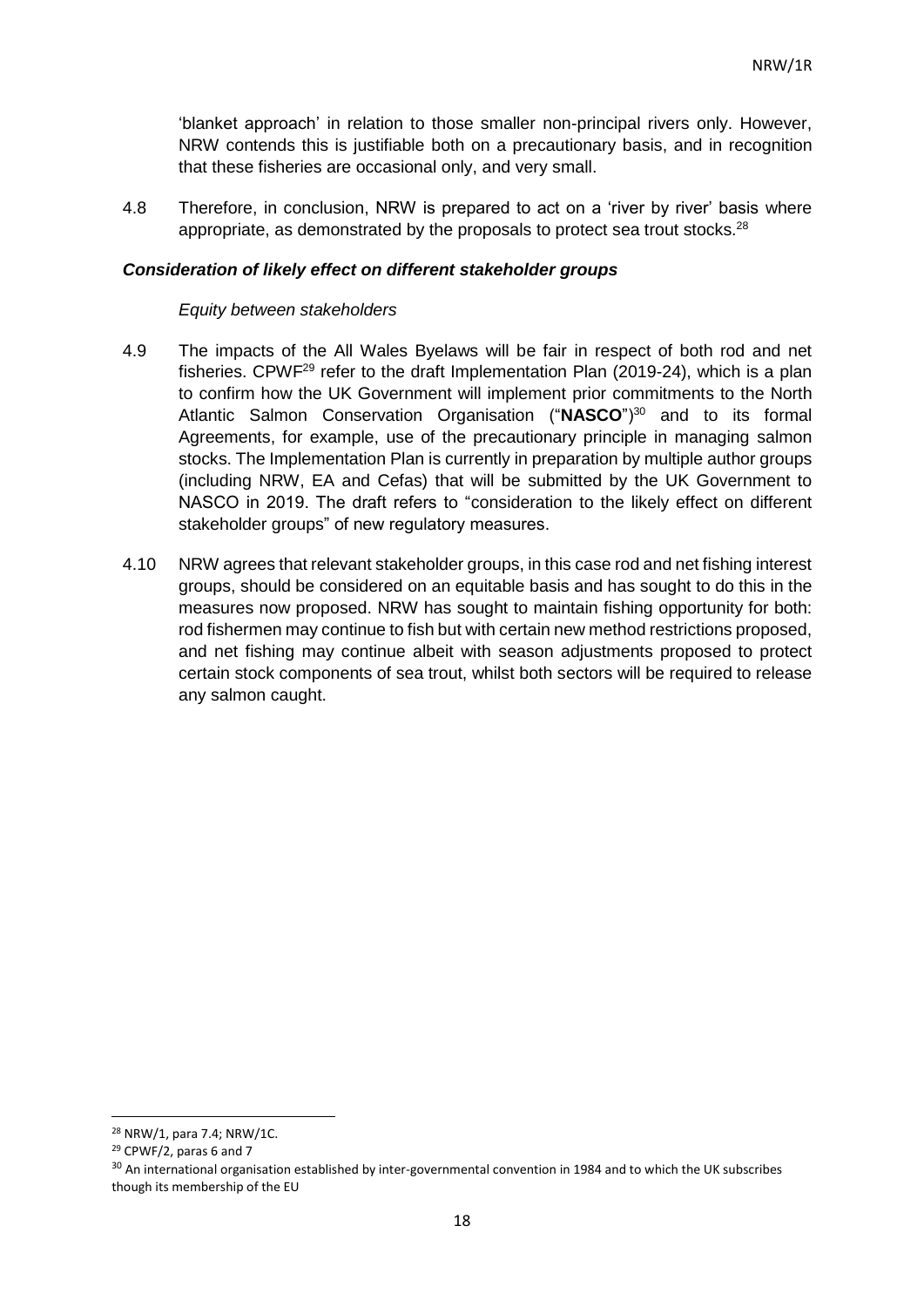'blanket approach' in relation to those smaller non-principal rivers only. However, NRW contends this is justifiable both on a precautionary basis, and in recognition that these fisheries are occasional only, and very small.

4.8 Therefore, in conclusion, NRW is prepared to act on a 'river by river' basis where appropriate, as demonstrated by the proposals to protect sea trout stocks.[28]

***Consideration of likely effect on different stakeholder groups***

*Equity between stakeholders*

4.9 The impacts of the All Wales Byelaws will be fair in respect of both rod and net fisheries. CPWF[29] refer to the draft Implementation Plan (2019-24), which is a plan to confirm how the UK Government will implement prior commitments to the North Atlantic Salmon Conservation Organisation ("**NASCO**")[30] and to its formal Agreements, for example, use of the precautionary principle in managing salmon stocks. The Implementation Plan is currently in preparation by multiple author groups (including NRW, EA and Cefas) that will be submitted by the UK Government to NASCO in 2019. The draft refers to "consideration to the likely effect on different stakeholder groups" of new regulatory measures.

4.10 NRW agrees that relevant stakeholder groups, in this case rod and net fishing interest groups, should be considered on an equitable basis and has sought to do this in the measures now proposed. NRW has sought to maintain fishing opportunity for both: rod fishermen may continue to fish but with certain new method restrictions proposed, and net fishing may continue albeit with season adjustments proposed to protect certain stock components of sea trout, whilst both sectors will be required to release any salmon caught.

---

[28] NRW/1, para 7.4; NRW/1C.

[29] CPWF/2, paras 6 and 7

[30] An international organisation established by inter-governmental convention in 1984 and to which the UK subscribes though its membership of the EU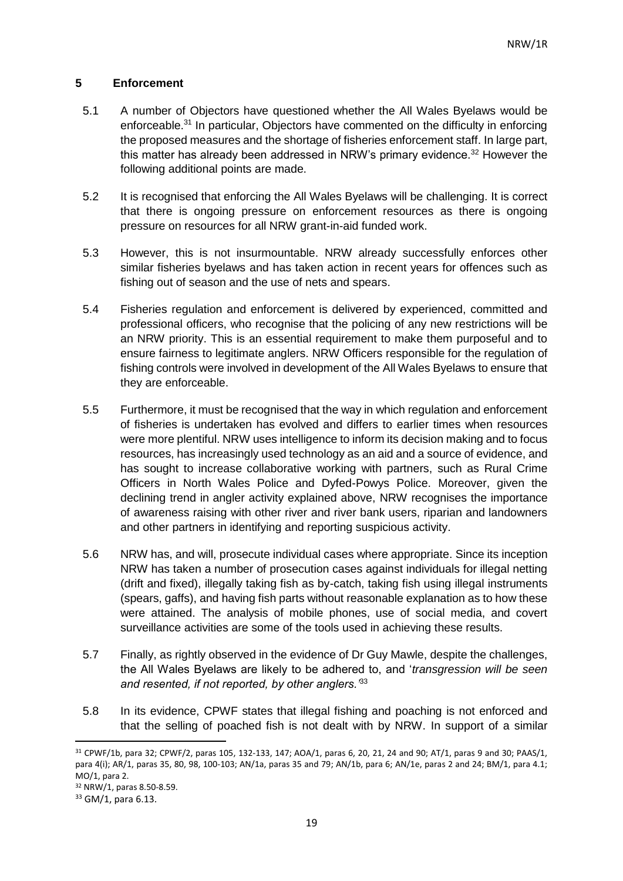## 5 Enforcement

5.1 A number of Objectors have questioned whether the All Wales Byelaws would be enforceable.[31] In particular, Objectors have commented on the difficulty in enforcing the proposed measures and the shortage of fisheries enforcement staff. In large part, this matter has already been addressed in NRW's primary evidence.[32] However the following additional points are made.

5.2 It is recognised that enforcing the All Wales Byelaws will be challenging. It is correct that there is ongoing pressure on enforcement resources as there is ongoing pressure on resources for all NRW grant-in-aid funded work.

5.3 However, this is not insurmountable. NRW already successfully enforces other similar fisheries byelaws and has taken action in recent years for offences such as fishing out of season and the use of nets and spears.

5.4 Fisheries regulation and enforcement is delivered by experienced, committed and professional officers, who recognise that the policing of any new restrictions will be an NRW priority. This is an essential requirement to make them purposeful and to ensure fairness to legitimate anglers. NRW Officers responsible for the regulation of fishing controls were involved in development of the All Wales Byelaws to ensure that they are enforceable.

5.5 Furthermore, it must be recognised that the way in which regulation and enforcement of fisheries is undertaken has evolved and differs to earlier times when resources were more plentiful. NRW uses intelligence to inform its decision making and to focus resources, has increasingly used technology as an aid and a source of evidence, and has sought to increase collaborative working with partners, such as Rural Crime Officers in North Wales Police and Dyfed-Powys Police. Moreover, given the declining trend in angler activity explained above, NRW recognises the importance of awareness raising with other river and river bank users, riparian and landowners and other partners in identifying and reporting suspicious activity.

5.6 NRW has, and will, prosecute individual cases where appropriate. Since its inception NRW has taken a number of prosecution cases against individuals for illegal netting (drift and fixed), illegally taking fish as by-catch, taking fish using illegal instruments (spears, gaffs), and having fish parts without reasonable explanation as to how these were attained. The analysis of mobile phones, use of social media, and covert surveillance activities are some of the tools used in achieving these results.

5.7 Finally, as rightly observed in the evidence of Dr Guy Mawle, despite the challenges, the All Wales Byelaws are likely to be adhered to, and '*transgression will be seen and resented, if not reported, by other anglers.*'[33]

5.8 In its evidence, CPWF states that illegal fishing and poaching is not enforced and that the selling of poached fish is not dealt with by NRW. In support of a similar

---

[31] CPWF/1b, para 32; CPWF/2, paras 105, 132-133, 147; AOA/1, paras 6, 20, 21, 24 and 90; AT/1, paras 9 and 30; PAAS/1, para 4(i); AR/1, paras 35, 80, 98, 100-103; AN/1a, paras 35 and 79; AN/1b, para 6; AN/1e, paras 2 and 24; BM/1, para 4.1; MO/1, para 2.

[32] NRW/1, paras 8.50-8.59.

[33] GM/1, para 6.13.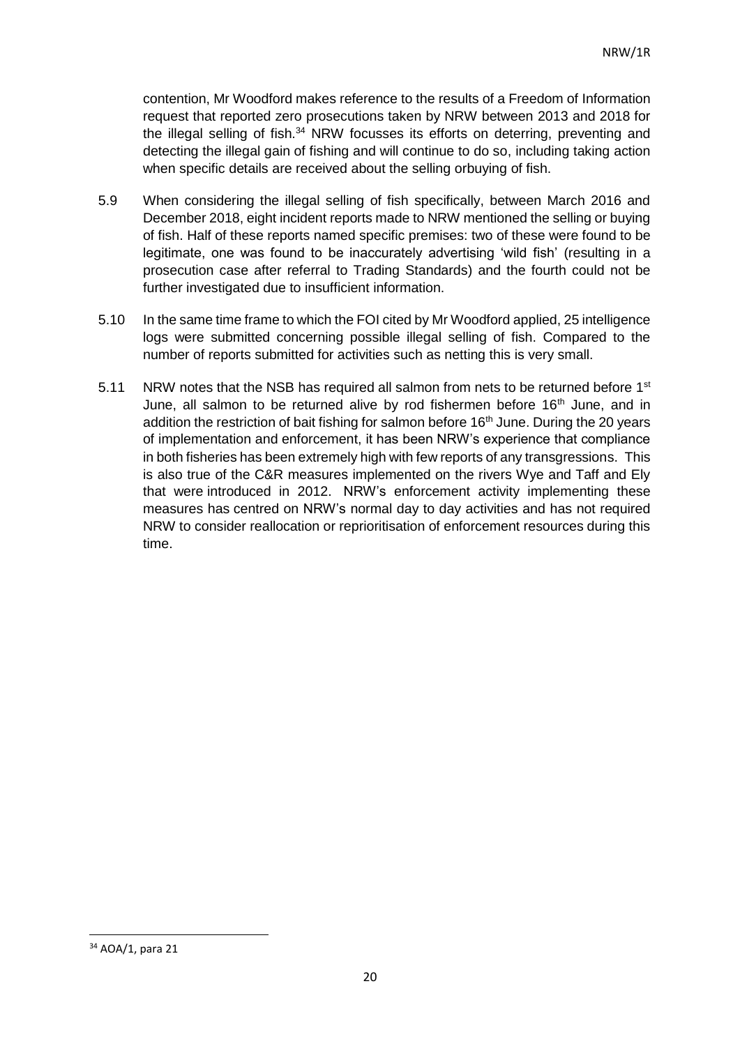contention, Mr Woodford makes reference to the results of a Freedom of Information request that reported zero prosecutions taken by NRW between 2013 and 2018 for the illegal selling of fish.[34] NRW focusses its efforts on deterring, preventing and detecting the illegal gain of fishing and will continue to do so, including taking action when specific details are received about the selling orbuying of fish.

5.9 When considering the illegal selling of fish specifically, between March 2016 and December 2018, eight incident reports made to NRW mentioned the selling or buying of fish. Half of these reports named specific premises: two of these were found to be legitimate, one was found to be inaccurately advertising 'wild fish' (resulting in a prosecution case after referral to Trading Standards) and the fourth could not be further investigated due to insufficient information.

5.10 In the same time frame to which the FOI cited by Mr Woodford applied, 25 intelligence logs were submitted concerning possible illegal selling of fish. Compared to the number of reports submitted for activities such as netting this is very small.

5.11 NRW notes that the NSB has required all salmon from nets to be returned before 1st June, all salmon to be returned alive by rod fishermen before 16th June, and in addition the restriction of bait fishing for salmon before 16th June. During the 20 years of implementation and enforcement, it has been NRW's experience that compliance in both fisheries has been extremely high with few reports of any transgressions. This is also true of the C&R measures implemented on the rivers Wye and Taff and Ely that were introduced in 2012. NRW's enforcement activity implementing these measures has centred on NRW's normal day to day activities and has not required NRW to consider reallocation or reprioritisation of enforcement resources during this time.

[34] AOA/1, para 21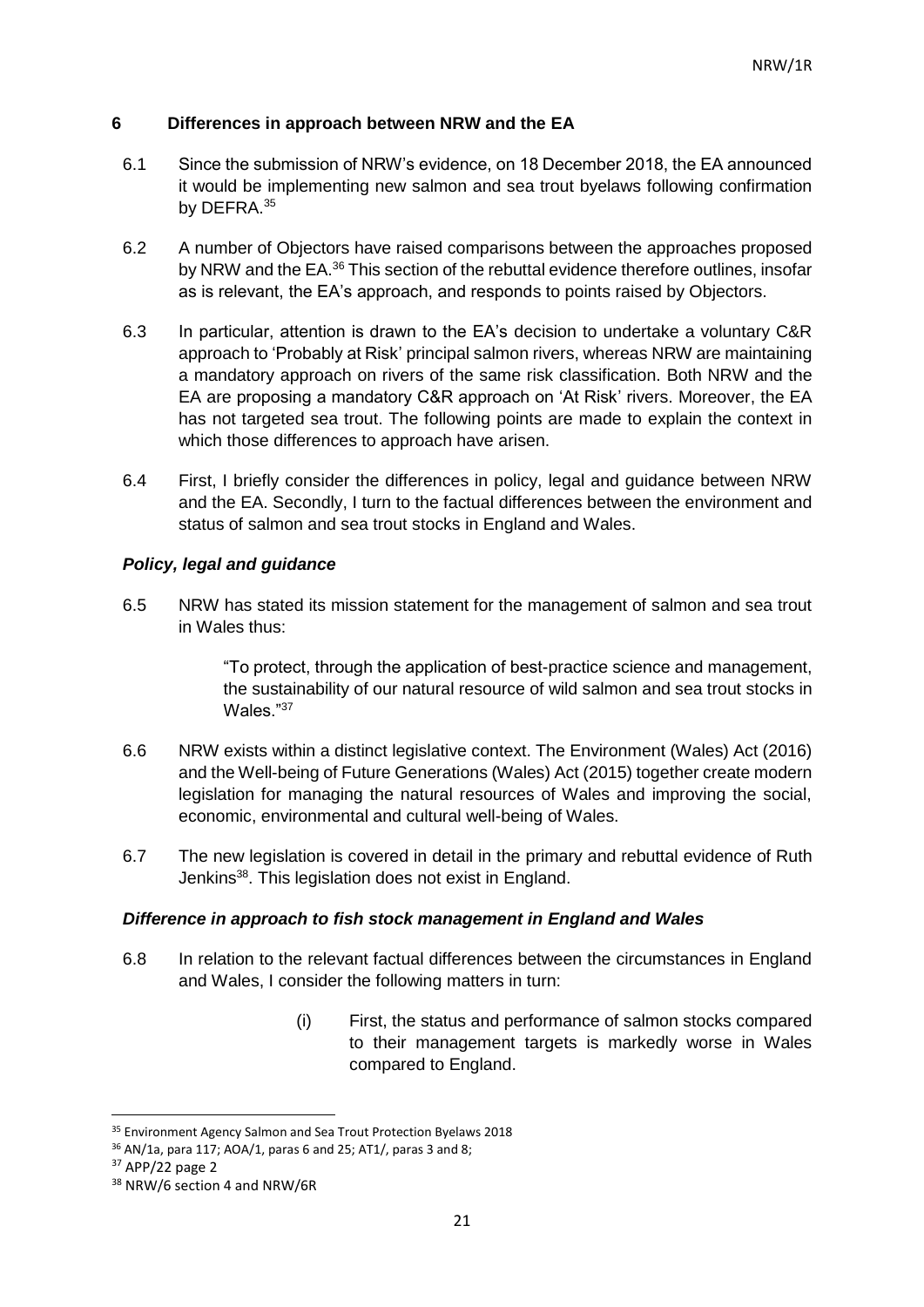## 6 Differences in approach between NRW and the EA

6.1 Since the submission of NRW's evidence, on 18 December 2018, the EA announced it would be implementing new salmon and sea trout byelaws following confirmation by DEFRA.[35]

6.2 A number of Objectors have raised comparisons between the approaches proposed by NRW and the EA.[36] This section of the rebuttal evidence therefore outlines, insofar as is relevant, the EA's approach, and responds to points raised by Objectors.

6.3 In particular, attention is drawn to the EA's decision to undertake a voluntary C&R approach to 'Probably at Risk' principal salmon rivers, whereas NRW are maintaining a mandatory approach on rivers of the same risk classification. Both NRW and the EA are proposing a mandatory C&R approach on 'At Risk' rivers. Moreover, the EA has not targeted sea trout. The following points are made to explain the context in which those differences to approach have arisen.

6.4 First, I briefly consider the differences in policy, legal and guidance between NRW and the EA. Secondly, I turn to the factual differences between the environment and status of salmon and sea trout stocks in England and Wales.

### *Policy, legal and guidance*

6.5 NRW has stated its mission statement for the management of salmon and sea trout in Wales thus:

> "To protect, through the application of best-practice science and management, the sustainability of our natural resource of wild salmon and sea trout stocks in Wales."[37]

6.6 NRW exists within a distinct legislative context. The Environment (Wales) Act (2016) and the Well-being of Future Generations (Wales) Act (2015) together create modern legislation for managing the natural resources of Wales and improving the social, economic, environmental and cultural well-being of Wales.

6.7 The new legislation is covered in detail in the primary and rebuttal evidence of Ruth Jenkins[38]. This legislation does not exist in England.

### *Difference in approach to fish stock management in England and Wales*

6.8 In relation to the relevant factual differences between the circumstances in England and Wales, I consider the following matters in turn:

(i) First, the status and performance of salmon stocks compared to their management targets is markedly worse in Wales compared to England.

---

[35] Environment Agency Salmon and Sea Trout Protection Byelaws 2018

[36] AN/1a, para 117; AOA/1, paras 6 and 25; AT1/, paras 3 and 8;

[37] APP/22 page 2

[38] NRW/6 section 4 and NRW/6R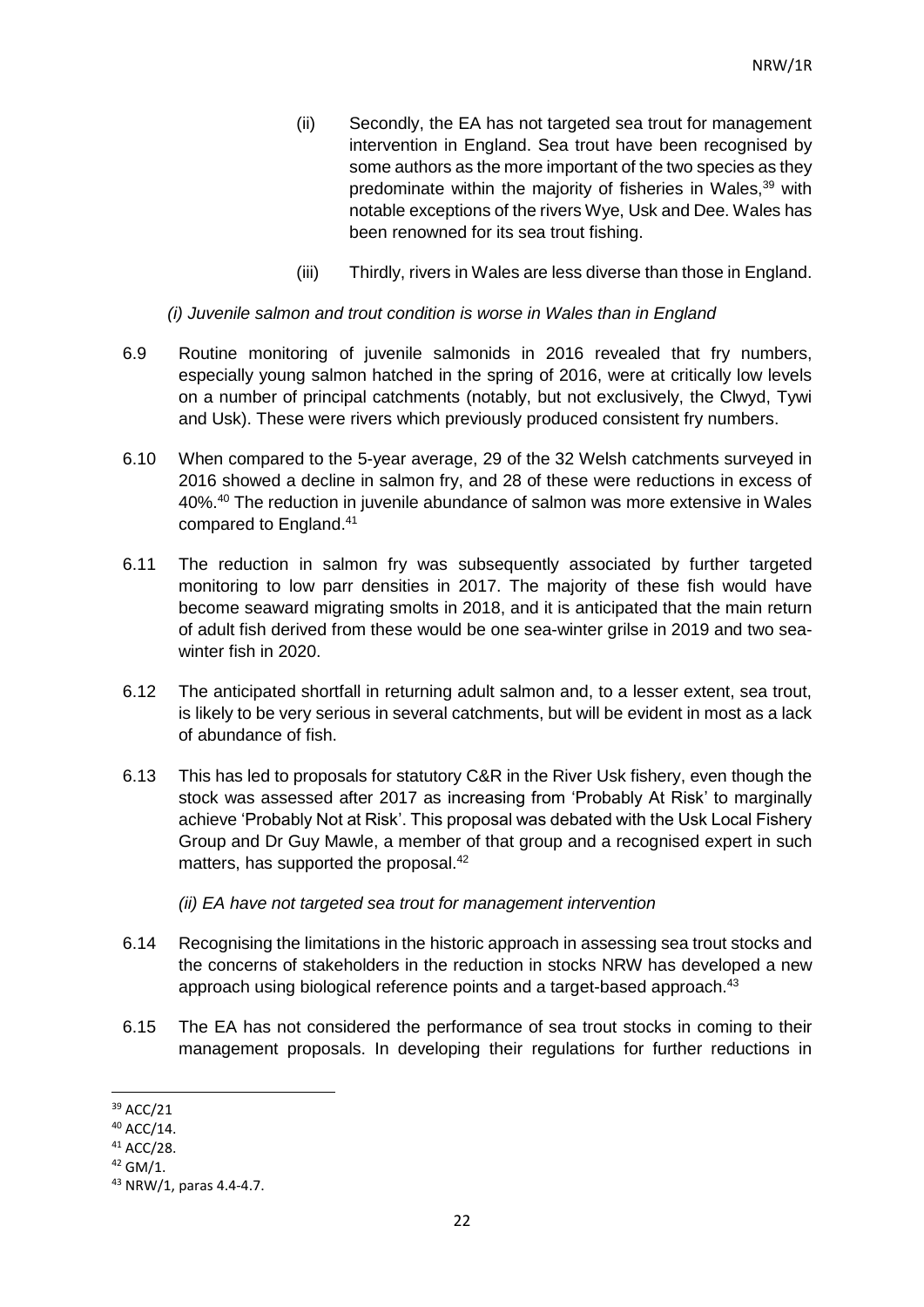(ii) Secondly, the EA has not targeted sea trout for management intervention in England. Sea trout have been recognised by some authors as the more important of the two species as they predominate within the majority of fisheries in Wales,[39] with notable exceptions of the rivers Wye, Usk and Dee. Wales has been renowned for its sea trout fishing.

(iii) Thirdly, rivers in Wales are less diverse than those in England.

*(i) Juvenile salmon and trout condition is worse in Wales than in England*

6.9 Routine monitoring of juvenile salmonids in 2016 revealed that fry numbers, especially young salmon hatched in the spring of 2016, were at critically low levels on a number of principal catchments (notably, but not exclusively, the Clwyd, Tywi and Usk). These were rivers which previously produced consistent fry numbers.

6.10 When compared to the 5-year average, 29 of the 32 Welsh catchments surveyed in 2016 showed a decline in salmon fry, and 28 of these were reductions in excess of 40%.[40] The reduction in juvenile abundance of salmon was more extensive in Wales compared to England.[41]

6.11 The reduction in salmon fry was subsequently associated by further targeted monitoring to low parr densities in 2017. The majority of these fish would have become seaward migrating smolts in 2018, and it is anticipated that the main return of adult fish derived from these would be one sea-winter grilse in 2019 and two sea-winter fish in 2020.

6.12 The anticipated shortfall in returning adult salmon and, to a lesser extent, sea trout, is likely to be very serious in several catchments, but will be evident in most as a lack of abundance of fish.

6.13 This has led to proposals for statutory C&R in the River Usk fishery, even though the stock was assessed after 2017 as increasing from 'Probably At Risk' to marginally achieve 'Probably Not at Risk'. This proposal was debated with the Usk Local Fishery Group and Dr Guy Mawle, a member of that group and a recognised expert in such matters, has supported the proposal.[42]

*(ii) EA have not targeted sea trout for management intervention*

6.14 Recognising the limitations in the historic approach in assessing sea trout stocks and the concerns of stakeholders in the reduction in stocks NRW has developed a new approach using biological reference points and a target-based approach.[43]

6.15 The EA has not considered the performance of sea trout stocks in coming to their management proposals. In developing their regulations for further reductions in

---

[39] ACC/21

[40] ACC/14.

[41] ACC/28.

[42] GM/1.

[43] NRW/1, paras 4.4-4.7.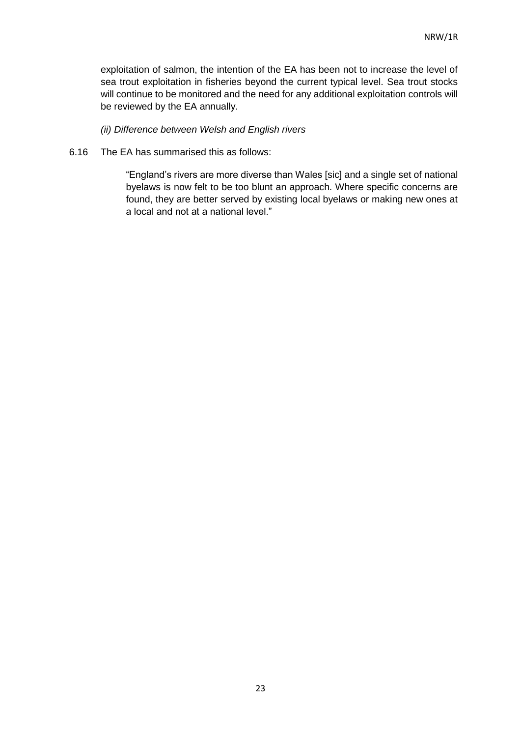exploitation of salmon, the intention of the EA has been not to increase the level of sea trout exploitation in fisheries beyond the current typical level. Sea trout stocks will continue to be monitored and the need for any additional exploitation controls will be reviewed by the EA annually.

*(ii) Difference between Welsh and English rivers*

6.16 The EA has summarised this as follows:

> "England's rivers are more diverse than Wales [sic] and a single set of national byelaws is now felt to be too blunt an approach. Where specific concerns are found, they are better served by existing local byelaws or making new ones at a local and not at a national level."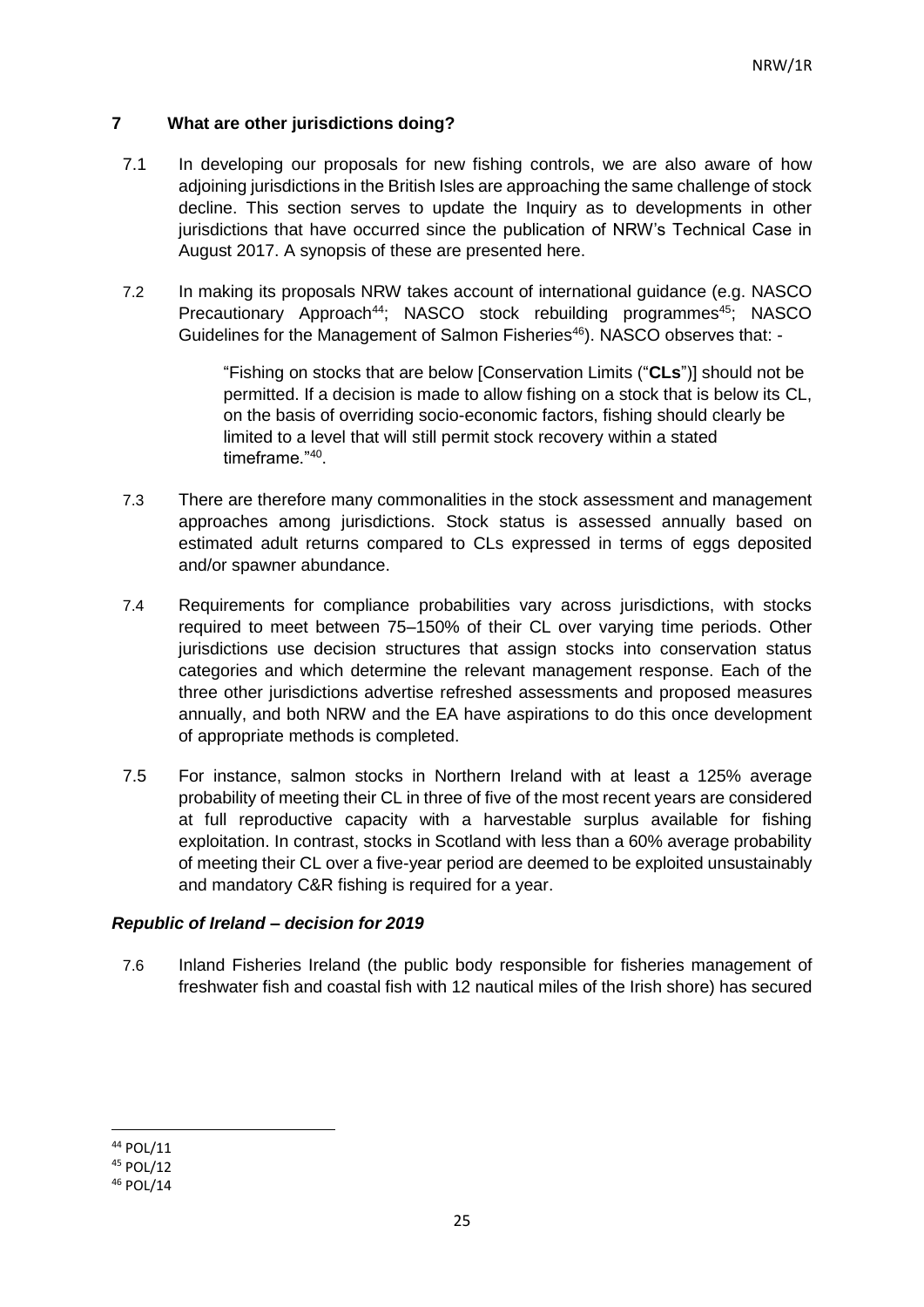## 7 What are other jurisdictions doing?

7.1 In developing our proposals for new fishing controls, we are also aware of how adjoining jurisdictions in the British Isles are approaching the same challenge of stock decline. This section serves to update the Inquiry as to developments in other jurisdictions that have occurred since the publication of NRW's Technical Case in August 2017. A synopsis of these are presented here.

7.2 In making its proposals NRW takes account of international guidance (e.g. NASCO Precautionary Approach[44]; NASCO stock rebuilding programmes[45]; NASCO Guidelines for the Management of Salmon Fisheries[46]). NASCO observes that: -

> "Fishing on stocks that are below [Conservation Limits ("**CLs**")] should not be permitted. If a decision is made to allow fishing on a stock that is below its CL, on the basis of overriding socio-economic factors, fishing should clearly be limited to a level that will still permit stock recovery within a stated timeframe."[40].

7.3 There are therefore many commonalities in the stock assessment and management approaches among jurisdictions. Stock status is assessed annually based on estimated adult returns compared to CLs expressed in terms of eggs deposited and/or spawner abundance.

7.4 Requirements for compliance probabilities vary across jurisdictions, with stocks required to meet between 75–150% of their CL over varying time periods. Other jurisdictions use decision structures that assign stocks into conservation status categories and which determine the relevant management response. Each of the three other jurisdictions advertise refreshed assessments and proposed measures annually, and both NRW and the EA have aspirations to do this once development of appropriate methods is completed.

7.5 For instance, salmon stocks in Northern Ireland with at least a 125% average probability of meeting their CL in three of five of the most recent years are considered at full reproductive capacity with a harvestable surplus available for fishing exploitation. In contrast, stocks in Scotland with less than a 60% average probability of meeting their CL over a five-year period are deemed to be exploited unsustainably and mandatory C&R fishing is required for a year.

### *Republic of Ireland – decision for 2019*

7.6 Inland Fisheries Ireland (the public body responsible for fisheries management of freshwater fish and coastal fish with 12 nautical miles of the Irish shore) has secured

---

[44] POL/11

[45] POL/12

[46] POL/14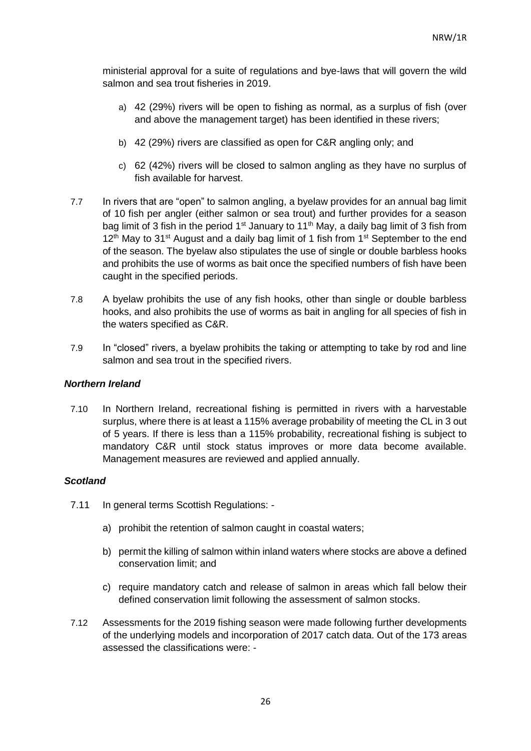ministerial approval for a suite of regulations and bye-laws that will govern the wild salmon and sea trout fisheries in 2019.

a) 42 (29%) rivers will be open to fishing as normal, as a surplus of fish (over and above the management target) has been identified in these rivers;

b) 42 (29%) rivers are classified as open for C&R angling only; and

c) 62 (42%) rivers will be closed to salmon angling as they have no surplus of fish available for harvest.

7.7 In rivers that are "open" to salmon angling, a byelaw provides for an annual bag limit of 10 fish per angler (either salmon or sea trout) and further provides for a season bag limit of 3 fish in the period 1st January to 11th May, a daily bag limit of 3 fish from 12th May to 31st August and a daily bag limit of 1 fish from 1st September to the end of the season. The byelaw also stipulates the use of single or double barbless hooks and prohibits the use of worms as bait once the specified numbers of fish have been caught in the specified periods.

7.8 A byelaw prohibits the use of any fish hooks, other than single or double barbless hooks, and also prohibits the use of worms as bait in angling for all species of fish in the waters specified as C&R.

7.9 In "closed" rivers, a byelaw prohibits the taking or attempting to take by rod and line salmon and sea trout in the specified rivers.

***Northern Ireland***

7.10 In Northern Ireland, recreational fishing is permitted in rivers with a harvestable surplus, where there is at least a 115% average probability of meeting the CL in 3 out of 5 years. If there is less than a 115% probability, recreational fishing is subject to mandatory C&R until stock status improves or more data become available. Management measures are reviewed and applied annually.

***Scotland***

7.11 In general terms Scottish Regulations: -

a) prohibit the retention of salmon caught in coastal waters;

b) permit the killing of salmon within inland waters where stocks are above a defined conservation limit; and

c) require mandatory catch and release of salmon in areas which fall below their defined conservation limit following the assessment of salmon stocks.

7.12 Assessments for the 2019 fishing season were made following further developments of the underlying models and incorporation of 2017 catch data. Out of the 173 areas assessed the classifications were: -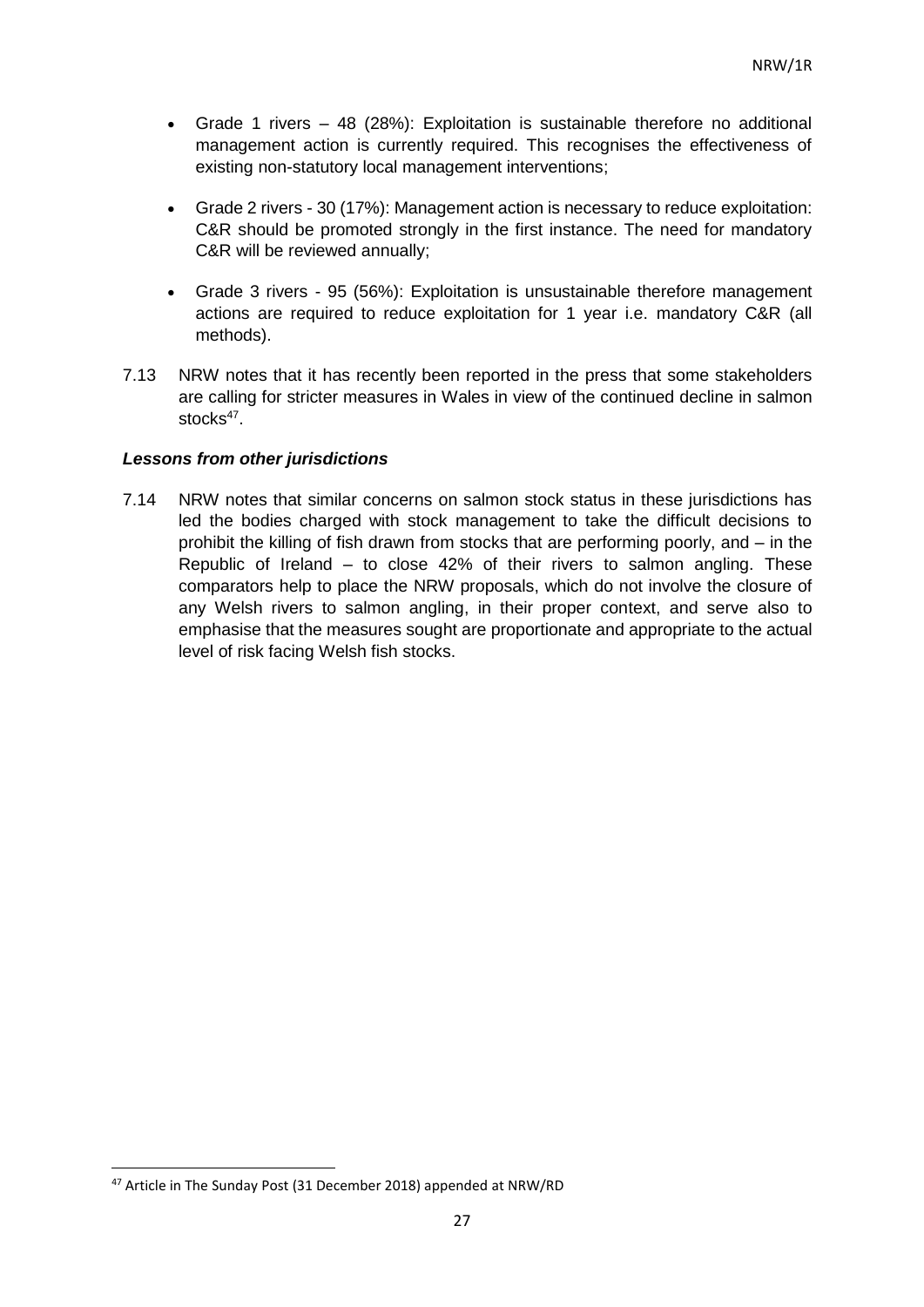- Grade 1 rivers – 48 (28%): Exploitation is sustainable therefore no additional management action is currently required. This recognises the effectiveness of existing non-statutory local management interventions;

- Grade 2 rivers - 30 (17%): Management action is necessary to reduce exploitation: C&R should be promoted strongly in the first instance. The need for mandatory C&R will be reviewed annually;

- Grade 3 rivers - 95 (56%): Exploitation is unsustainable therefore management actions are required to reduce exploitation for 1 year i.e. mandatory C&R (all methods).

7.13 NRW notes that it has recently been reported in the press that some stakeholders are calling for stricter measures in Wales in view of the continued decline in salmon stocks[47].

***Lessons from other jurisdictions***

7.14 NRW notes that similar concerns on salmon stock status in these jurisdictions has led the bodies charged with stock management to take the difficult decisions to prohibit the killing of fish drawn from stocks that are performing poorly, and – in the Republic of Ireland – to close 42% of their rivers to salmon angling. These comparators help to place the NRW proposals, which do not involve the closure of any Welsh rivers to salmon angling, in their proper context, and serve also to emphasise that the measures sought are proportionate and appropriate to the actual level of risk facing Welsh fish stocks.

[47] Article in The Sunday Post (31 December 2018) appended at NRW/RD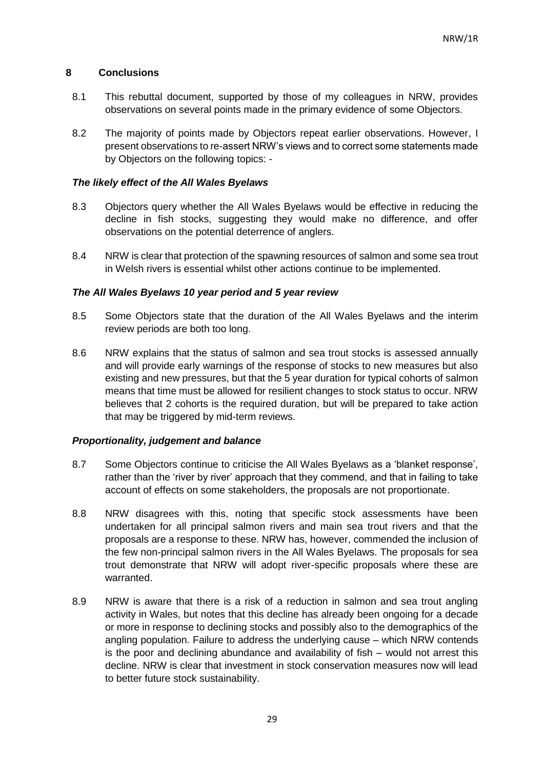## 8 Conclusions

8.1 This rebuttal document, supported by those of my colleagues in NRW, provides observations on several points made in the primary evidence of some Objectors.

8.2 The majority of points made by Objectors repeat earlier observations. However, I present observations to re-assert NRW's views and to correct some statements made by Objectors on the following topics: -

### *The likely effect of the All Wales Byelaws*

8.3 Objectors query whether the All Wales Byelaws would be effective in reducing the decline in fish stocks, suggesting they would make no difference, and offer observations on the potential deterrence of anglers.

8.4 NRW is clear that protection of the spawning resources of salmon and some sea trout in Welsh rivers is essential whilst other actions continue to be implemented.

### *The All Wales Byelaws 10 year period and 5 year review*

8.5 Some Objectors state that the duration of the All Wales Byelaws and the interim review periods are both too long.

8.6 NRW explains that the status of salmon and sea trout stocks is assessed annually and will provide early warnings of the response of stocks to new measures but also existing and new pressures, but that the 5 year duration for typical cohorts of salmon means that time must be allowed for resilient changes to stock status to occur. NRW believes that 2 cohorts is the required duration, but will be prepared to take action that may be triggered by mid-term reviews.

### *Proportionality, judgement and balance*

8.7 Some Objectors continue to criticise the All Wales Byelaws as a 'blanket response', rather than the 'river by river' approach that they commend, and that in failing to take account of effects on some stakeholders, the proposals are not proportionate.

8.8 NRW disagrees with this, noting that specific stock assessments have been undertaken for all principal salmon rivers and main sea trout rivers and that the proposals are a response to these. NRW has, however, commended the inclusion of the few non-principal salmon rivers in the All Wales Byelaws. The proposals for sea trout demonstrate that NRW will adopt river-specific proposals where these are warranted.

8.9 NRW is aware that there is a risk of a reduction in salmon and sea trout angling activity in Wales, but notes that this decline has already been ongoing for a decade or more in response to declining stocks and possibly also to the demographics of the angling population. Failure to address the underlying cause – which NRW contends is the poor and declining abundance and availability of fish – would not arrest this decline. NRW is clear that investment in stock conservation measures now will lead to better future stock sustainability.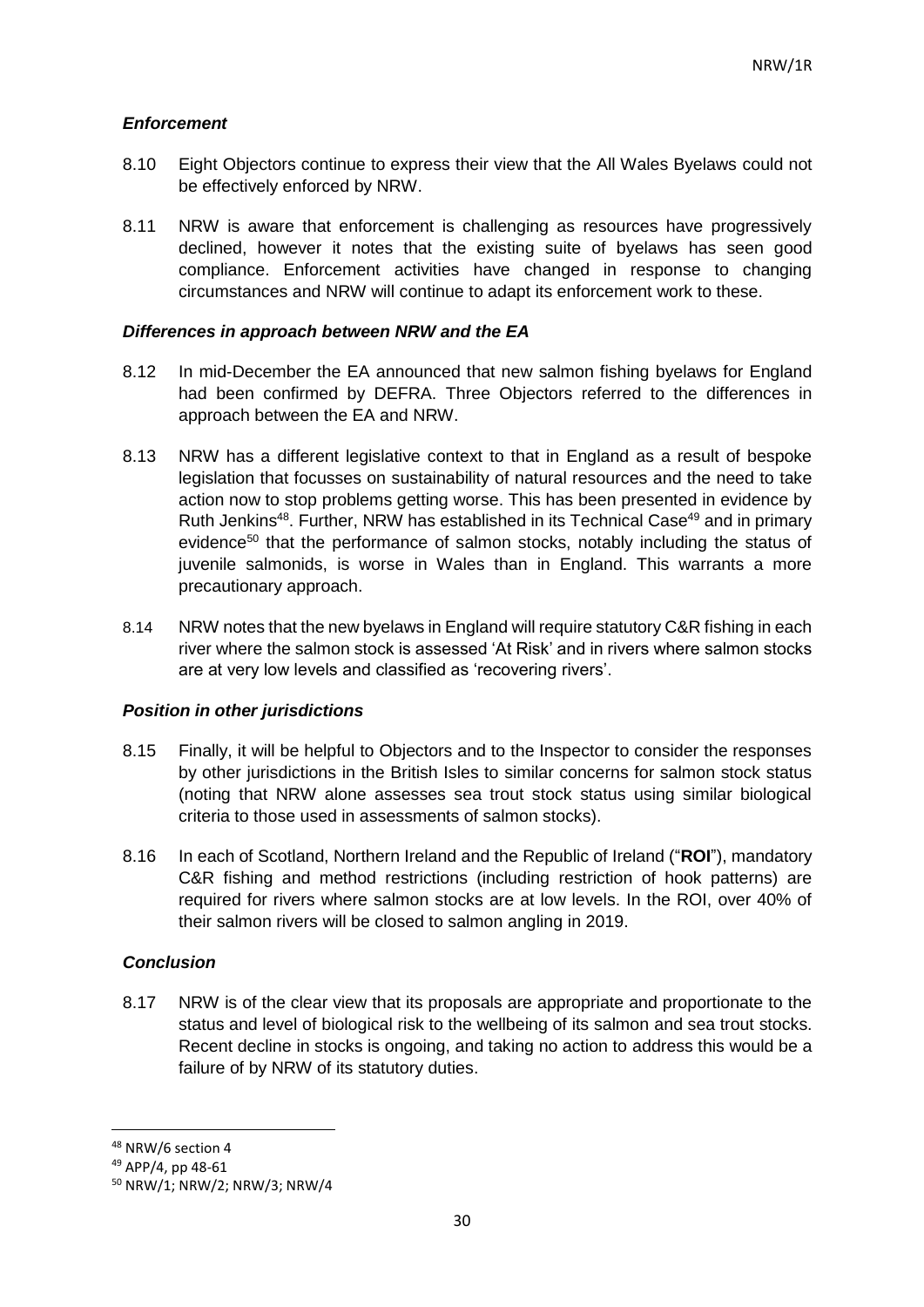### *Enforcement*

8.10 Eight Objectors continue to express their view that the All Wales Byelaws could not be effectively enforced by NRW.

8.11 NRW is aware that enforcement is challenging as resources have progressively declined, however it notes that the existing suite of byelaws has seen good compliance. Enforcement activities have changed in response to changing circumstances and NRW will continue to adapt its enforcement work to these.

### *Differences in approach between NRW and the EA*

8.12 In mid-December the EA announced that new salmon fishing byelaws for England had been confirmed by DEFRA. Three Objectors referred to the differences in approach between the EA and NRW.

8.13 NRW has a different legislative context to that in England as a result of bespoke legislation that focusses on sustainability of natural resources and the need to take action now to stop problems getting worse. This has been presented in evidence by Ruth Jenkins[48]. Further, NRW has established in its Technical Case[49] and in primary evidence[50] that the performance of salmon stocks, notably including the status of juvenile salmonids, is worse in Wales than in England. This warrants a more precautionary approach.

8.14 NRW notes that the new byelaws in England will require statutory C&R fishing in each river where the salmon stock is assessed 'At Risk' and in rivers where salmon stocks are at very low levels and classified as 'recovering rivers'.

### *Position in other jurisdictions*

8.15 Finally, it will be helpful to Objectors and to the Inspector to consider the responses by other jurisdictions in the British Isles to similar concerns for salmon stock status (noting that NRW alone assesses sea trout stock status using similar biological criteria to those used in assessments of salmon stocks).

8.16 In each of Scotland, Northern Ireland and the Republic of Ireland ("**ROI**"), mandatory C&R fishing and method restrictions (including restriction of hook patterns) are required for rivers where salmon stocks are at low levels. In the ROI, over 40% of their salmon rivers will be closed to salmon angling in 2019.

### *Conclusion*

8.17 NRW is of the clear view that its proposals are appropriate and proportionate to the status and level of biological risk to the wellbeing of its salmon and sea trout stocks. Recent decline in stocks is ongoing, and taking no action to address this would be a failure of by NRW of its statutory duties.

---

[48] NRW/6 section 4

[49] APP/4, pp 48-61

[50] NRW/1; NRW/2; NRW/3; NRW/4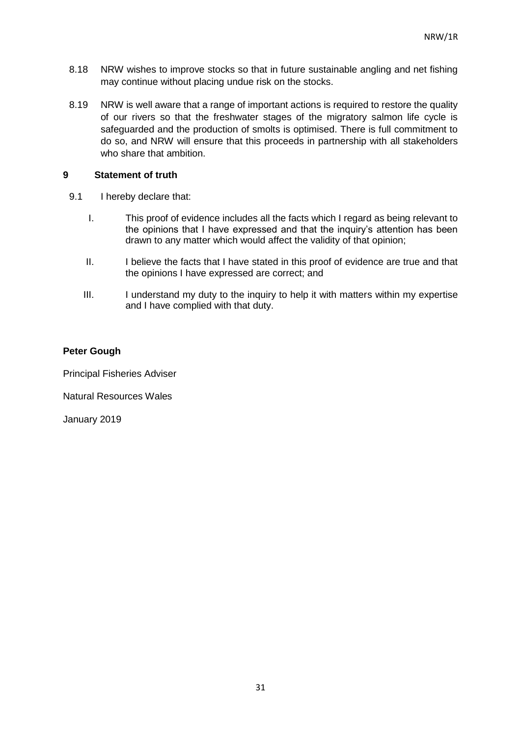8.18 NRW wishes to improve stocks so that in future sustainable angling and net fishing may continue without placing undue risk on the stocks.

8.19 NRW is well aware that a range of important actions is required to restore the quality of our rivers so that the freshwater stages of the migratory salmon life cycle is safeguarded and the production of smolts is optimised. There is full commitment to do so, and NRW will ensure that this proceeds in partnership with all stakeholders who share that ambition.

## 9 Statement of truth

9.1 I hereby declare that:

I. This proof of evidence includes all the facts which I regard as being relevant to the opinions that I have expressed and that the inquiry's attention has been drawn to any matter which would affect the validity of that opinion;

II. I believe the facts that I have stated in this proof of evidence are true and that the opinions I have expressed are correct; and

III. I understand my duty to the inquiry to help it with matters within my expertise and I have complied with that duty.

**Peter Gough**

Principal Fisheries Adviser

Natural Resources Wales

January 2019